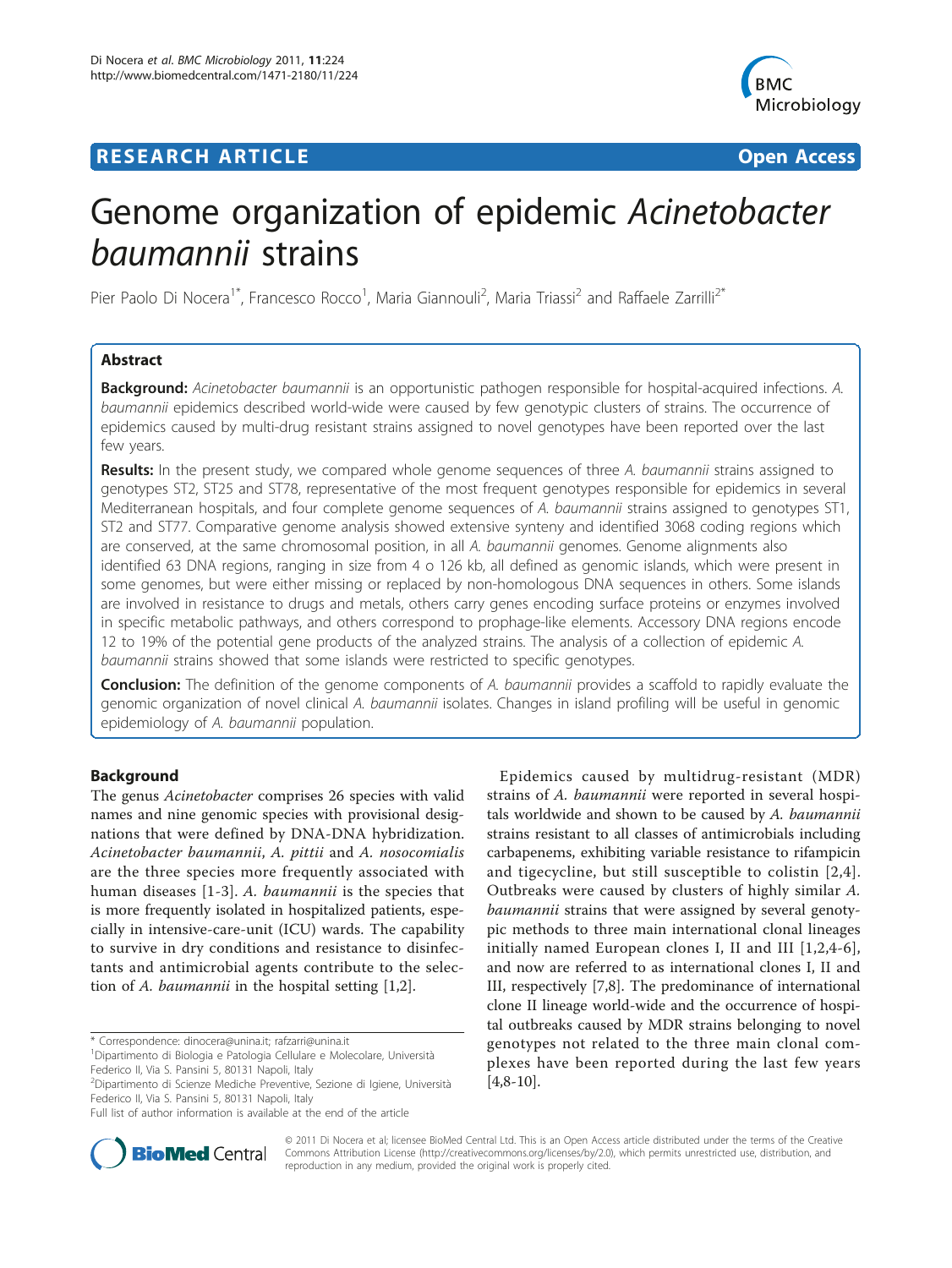RESEARCH ARTICLE Open Access

# Genome organization of epidemic *Acinetobacter baumannii* strains

Pier Paolo Di Nocera[1*], Francesco Rocco[1], Maria Giannouli[2], Maria Triassi[2] and Raffaele Zarrilli[2*]

## Abstract

**Background:** *Acinetobacter baumannii* is an opportunistic pathogen responsible for hospital-acquired infections. *A. baumannii* epidemics described world-wide were caused by few genotypic clusters of strains. The occurrence of epidemics caused by multi-drug resistant strains assigned to novel genotypes have been reported over the last few years.

**Results:** In the present study, we compared whole genome sequences of three *A. baumannii* strains assigned to genotypes ST2, ST25 and ST78, representative of the most frequent genotypes responsible for epidemics in several Mediterranean hospitals, and four complete genome sequences of *A. baumannii* strains assigned to genotypes ST1, ST2 and ST77. Comparative genome analysis showed extensive synteny and identified 3068 coding regions which are conserved, at the same chromosomal position, in all *A. baumannii* genomes. Genome alignments also identified 63 DNA regions, ranging in size from 4 o 126 kb, all defined as genomic islands, which were present in some genomes, but were either missing or replaced by non-homologous DNA sequences in others. Some islands are involved in resistance to drugs and metals, others carry genes encoding surface proteins or enzymes involved in specific metabolic pathways, and others correspond to prophage-like elements. Accessory DNA regions encode 12 to 19% of the potential gene products of the analyzed strains. The analysis of a collection of epidemic *A. baumannii* strains showed that some islands were restricted to specific genotypes.

**Conclusion:** The definition of the genome components of *A. baumannii* provides a scaffold to rapidly evaluate the genomic organization of novel clinical *A. baumannii* isolates. Changes in island profiling will be useful in genomic epidemiology of *A. baumannii* population.

## Background

The genus *Acinetobacter* comprises 26 species with valid names and nine genomic species with provisional designations that were defined by DNA-DNA hybridization. *Acinetobacter baumannii*, *A. pittii* and *A. nosocomialis* are the three species more frequently associated with human diseases [1-3]. *A. baumannii* is the species that is more frequently isolated in hospitalized patients, especially in intensive-care-unit (ICU) wards. The capability to survive in dry conditions and resistance to disinfectants and antimicrobial agents contribute to the selection of *A. baumannii* in the hospital setting [1,2].

Epidemics caused by multidrug-resistant (MDR) strains of *A. baumannii* were reported in several hospitals worldwide and shown to be caused by *A. baumannii* strains resistant to all classes of antimicrobials including carbapenems, exhibiting variable resistance to rifampicin and tigecycline, but still susceptible to colistin [2,4]. Outbreaks were caused by clusters of highly similar *A. baumannii* strains that were assigned by several genotypic methods to three main international clonal lineages initially named European clones I, II and III [1,2,4-6], and now are referred to as international clones I, II and III, respectively [7,8]. The predominance of international clone II lineage world-wide and the occurrence of hospital outbreaks caused by MDR strains belonging to novel genotypes not related to the three main clonal complexes have been reported during the last few years [4,8-10].

\* Correspondence: dinocera@unina.it; rafzarri@unina.it
[1]Dipartimento di Biologia e Patologia Cellulare e Molecolare, Università Federico II, Via S. Pansini 5, 80131 Napoli, Italy
[2]Dipartimento di Scienze Mediche Preventive, Sezione di Igiene, Università Federico II, Via S. Pansini 5, 80131 Napoli, Italy
Full list of author information is available at the end of the article

© 2011 Di Nocera et al; licensee BioMed Central Ltd. This is an Open Access article distributed under the terms of the Creative Commons Attribution License (http://creativecommons.org/licenses/by/2.0), which permits unrestricted use, distribution, and reproduction in any medium, provided the original work is properly cited.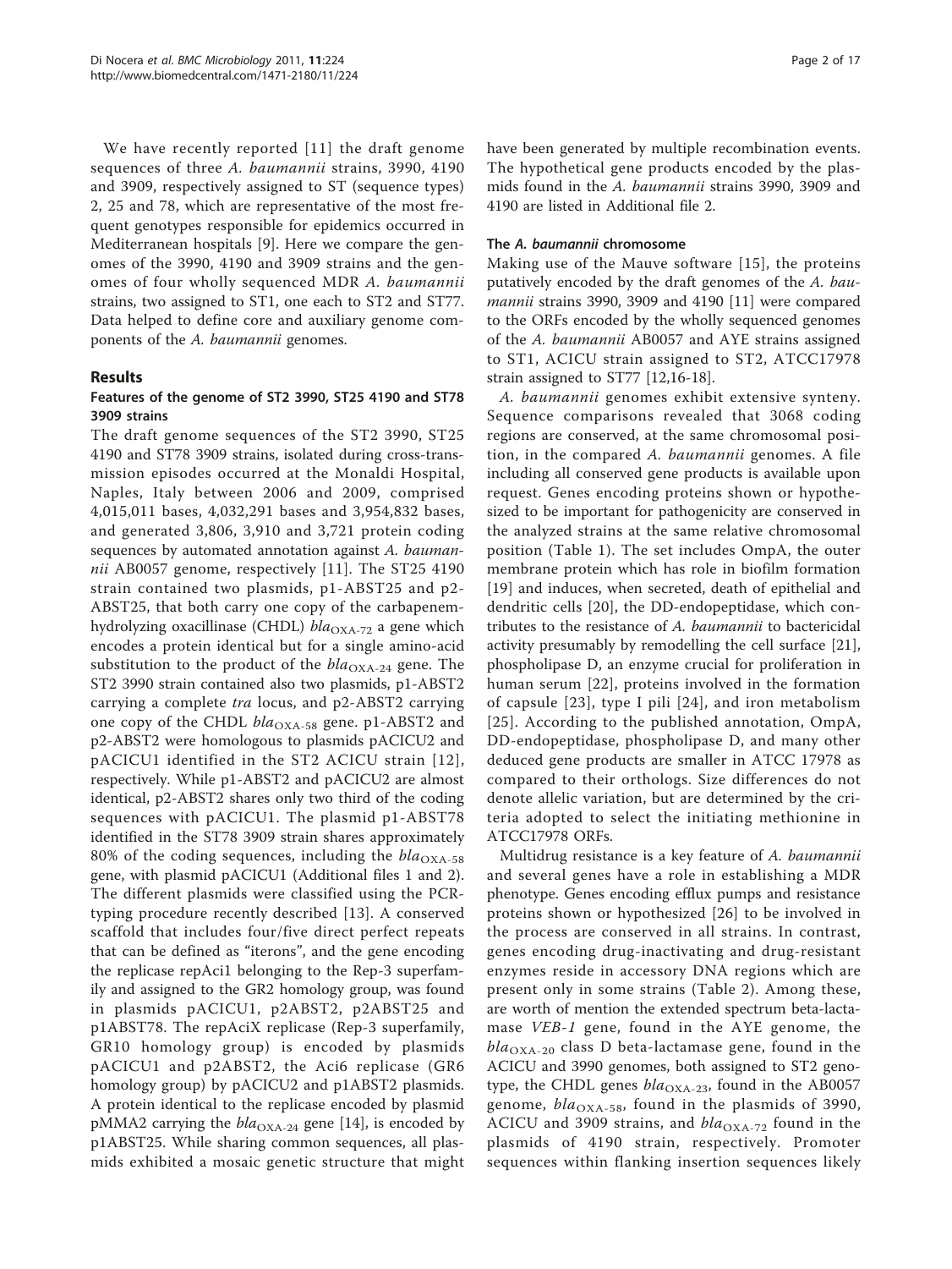We have recently reported [11] the draft genome sequences of three *A. baumannii* strains, 3990, 4190 and 3909, respectively assigned to ST (sequence types) 2, 25 and 78, which are representative of the most frequent genotypes responsible for epidemics occurred in Mediterranean hospitals [9]. Here we compare the genomes of the 3990, 4190 and 3909 strains and the genomes of four wholly sequenced MDR *A. baumannii* strains, two assigned to ST1, one each to ST2 and ST77. Data helped to define core and auxiliary genome components of the *A. baumannii* genomes.

## Results

### Features of the genome of ST2 3990, ST25 4190 and ST78 3909 strains

The draft genome sequences of the ST2 3990, ST25 4190 and ST78 3909 strains, isolated during cross-transmission episodes occurred at the Monaldi Hospital, Naples, Italy between 2006 and 2009, comprised 4,015,011 bases, 4,032,291 bases and 3,954,832 bases, and generated 3,806, 3,910 and 3,721 protein coding sequences by automated annotation against *A. baumannii* AB0057 genome, respectively [11]. The ST25 4190 strain contained two plasmids, p1-ABST25 and p2-ABST25, that both carry one copy of the carbapenem-hydrolyzing oxacillinase (CHDL) $bla_{OXA-72}$ a gene which encodes a protein identical but for a single amino-acid substitution to the product of the $bla_{OXA-24}$ gene. The ST2 3990 strain contained also two plasmids, p1-ABST2 carrying a complete *tra* locus, and p2-ABST2 carrying one copy of the CHDL $bla_{OXA-58}$ gene. p1-ABST2 and p2-ABST2 were homologous to plasmids pACICU2 and pACICU1 identified in the ST2 ACICU strain [12], respectively. While p1-ABST2 and pACICU2 are almost identical, p2-ABST2 shares only two third of the coding sequences with pACICU1. The plasmid p1-ABST78 identified in the ST78 3909 strain shares approximately 80% of the coding sequences, including the $bla_{OXA-58}$ gene, with plasmid pACICU1 (Additional files 1 and 2). The different plasmids were classified using the PCR-typing procedure recently described [13]. A conserved scaffold that includes four/five direct perfect repeats that can be defined as "iterons", and the gene encoding the replicase repAci1 belonging to the Rep-3 superfamily and assigned to the GR2 homology group, was found in plasmids pACICU1, p2ABST2, p2ABST25 and p1ABST78. The repAciX replicase (Rep-3 superfamily, GR10 homology group) is encoded by plasmids pACICU1 and p2ABST2, the Aci6 replicase (GR6 homology group) by pACICU2 and p1ABST2 plasmids. A protein identical to the replicase encoded by plasmid pMMA2 carrying the $bla_{OXA-24}$ gene [14], is encoded by p1ABST25. While sharing common sequences, all plasmids exhibited a mosaic genetic structure that might have been generated by multiple recombination events. The hypothetical gene products encoded by the plasmids found in the *A. baumannii* strains 3990, 3909 and 4190 are listed in Additional file 2.

### The *A. baumannii* chromosome

Making use of the Mauve software [15], the proteins putatively encoded by the draft genomes of the *A. baumannii* strains 3990, 3909 and 4190 [11] were compared to the ORFs encoded by the wholly sequenced genomes of the *A. baumannii* AB0057 and AYE strains assigned to ST1, ACICU strain assigned to ST2, ATCC17978 strain assigned to ST77 [12,16-18].

*A. baumannii* genomes exhibit extensive synteny. Sequence comparisons revealed that 3068 coding regions are conserved, at the same chromosomal position, in the compared *A. baumannii* genomes. A file including all conserved gene products is available upon request. Genes encoding proteins shown or hypothesized to be important for pathogenicity are conserved in the analyzed strains at the same relative chromosomal position (Table 1). The set includes OmpA, the outer membrane protein which has role in biofilm formation [19] and induces, when secreted, death of epithelial and dendritic cells [20], the DD-endopeptidase, which contributes to the resistance of *A. baumannii* to bactericidal activity presumably by remodelling the cell surface [21], phospholipase D, an enzyme crucial for proliferation in human serum [22], proteins involved in the formation of capsule [23], type I pili [24], and iron metabolism [25]. According to the published annotation, OmpA, DD-endopeptidase, phospholipase D, and many other deduced gene products are smaller in ATCC 17978 as compared to their orthologs. Size differences do not denote allelic variation, but are determined by the criteria adopted to select the initiating methionine in ATCC17978 ORFs.

Multidrug resistance is a key feature of *A. baumannii* and several genes have a role in establishing a MDR phenotype. Genes encoding efflux pumps and resistance proteins shown or hypothesized [26] to be involved in the process are conserved in all strains. In contrast, genes encoding drug-inactivating and drug-resistant enzymes reside in accessory DNA regions which are present only in some strains (Table 2). Among these, are worth of mention the extended spectrum beta-lactamase *VEB-1* gene, found in the AYE genome, the $bla_{OXA-20}$ class D beta-lactamase gene, found in the ACICU and 3990 genomes, both assigned to ST2 genotype, the CHDL genes $bla_{OXA-23}$, found in the AB0057 genome, $bla_{OXA-58}$, found in the plasmids of 3990, ACICU and 3909 strains, and $bla_{OXA-72}$ found in the plasmids of 4190 strain, respectively. Promoter sequences within flanking insertion sequences likely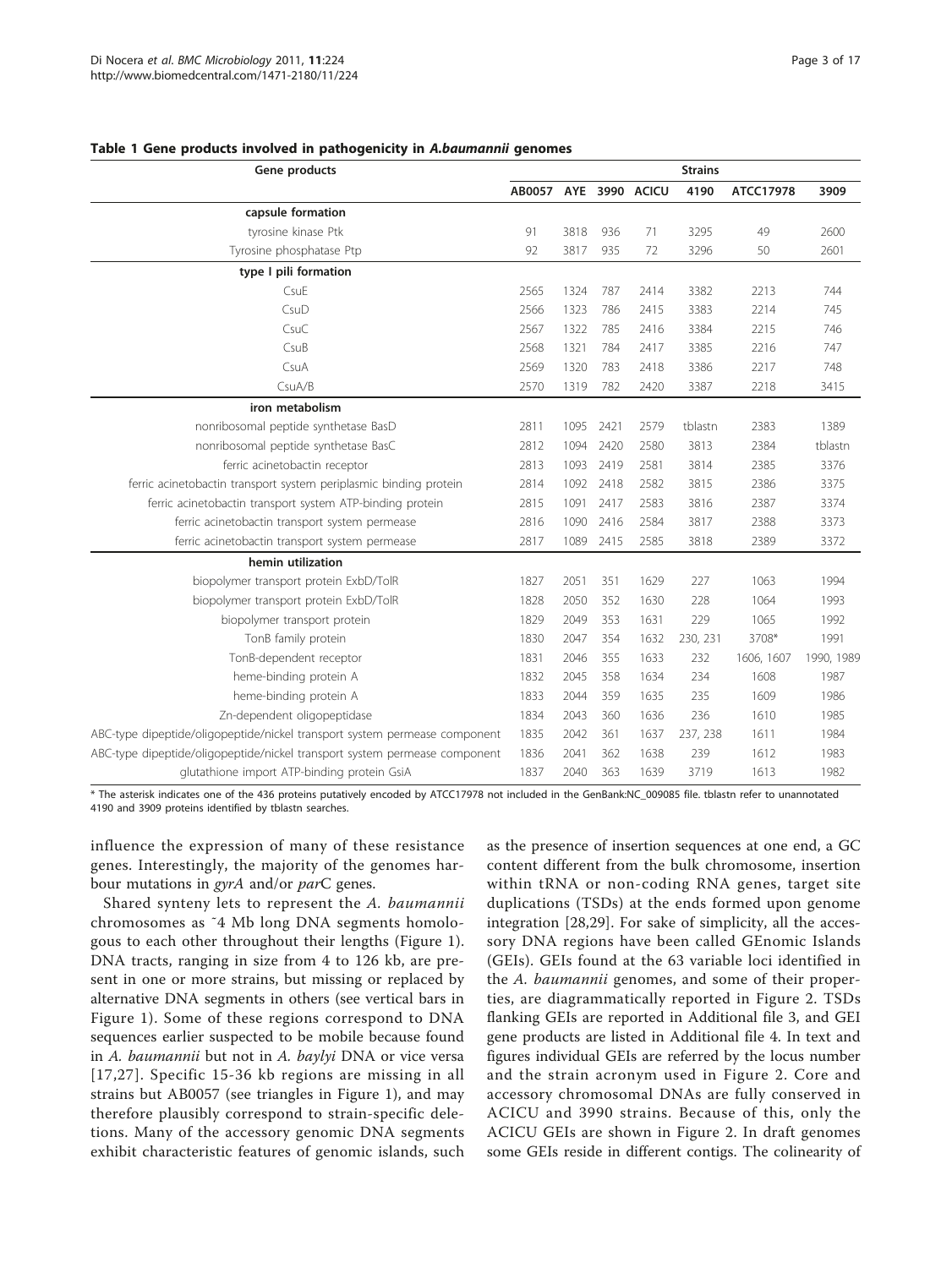**Table 1 Gene products involved in pathogenicity in *A.baumannii* genomes**

| Gene products | Strains | | | | | | |
|---|---|---|---|---|---|---|---|
| | AB0057 | AYE | 3990 | ACICU | 4190 | ATCC17978 | 3909 |
| **capsule formation** | | | | | | | |
| tyrosine kinase Ptk | 91 | 3818 | 936 | 71 | 3295 | 49 | 2600 |
| Tyrosine phosphatase Ptp | 92 | 3817 | 935 | 72 | 3296 | 50 | 2601 |
| **type I pili formation** | | | | | | | |
| CsuE | 2565 | 1324 | 787 | 2414 | 3382 | 2213 | 744 |
| CsuD | 2566 | 1323 | 786 | 2415 | 3383 | 2214 | 745 |
| CsuC | 2567 | 1322 | 785 | 2416 | 3384 | 2215 | 746 |
| CsuB | 2568 | 1321 | 784 | 2417 | 3385 | 2216 | 747 |
| CsuA | 2569 | 1320 | 783 | 2418 | 3386 | 2217 | 748 |
| CsuA/B | 2570 | 1319 | 782 | 2420 | 3387 | 2218 | 3415 |
| **iron metabolism** | | | | | | | |
| nonribosomal peptide synthetase BasD | 2811 | 1095 | 2421 | 2579 | tblastn | 2383 | 1389 |
| nonribosomal peptide synthetase BasC | 2812 | 1094 | 2420 | 2580 | 3813 | 2384 | tblastn |
| ferric acinetobactin receptor | 2813 | 1093 | 2419 | 2581 | 3814 | 2385 | 3376 |
| ferric acinetobactin transport system periplasmic binding protein | 2814 | 1092 | 2418 | 2582 | 3815 | 2386 | 3375 |
| ferric acinetobactin transport system ATP-binding protein | 2815 | 1091 | 2417 | 2583 | 3816 | 2387 | 3374 |
| ferric acinetobactin transport system permease | 2816 | 1090 | 2416 | 2584 | 3817 | 2388 | 3373 |
| ferric acinetobactin transport system permease | 2817 | 1089 | 2415 | 2585 | 3818 | 2389 | 3372 |
| **hemin utilization** | | | | | | | |
| biopolymer transport protein ExbD/TolR | 1827 | 2051 | 351 | 1629 | 227 | 1063 | 1994 |
| biopolymer transport protein ExbD/TolR | 1828 | 2050 | 352 | 1630 | 228 | 1064 | 1993 |
| biopolymer transport protein | 1829 | 2049 | 353 | 1631 | 229 | 1065 | 1992 |
| TonB family protein | 1830 | 2047 | 354 | 1632 | 230, 231 | 3708* | 1991 |
| TonB-dependent receptor | 1831 | 2046 | 355 | 1633 | 232 | 1606, 1607 | 1990, 1989 |
| heme-binding protein A | 1832 | 2045 | 358 | 1634 | 234 | 1608 | 1987 |
| heme-binding protein A | 1833 | 2044 | 359 | 1635 | 235 | 1609 | 1986 |
| Zn-dependent oligopeptidase | 1834 | 2043 | 360 | 1636 | 236 | 1610 | 1985 |
| ABC-type dipeptide/oligopeptide/nickel transport system permease component | 1835 | 2042 | 361 | 1637 | 237, 238 | 1611 | 1984 |
| ABC-type dipeptide/oligopeptide/nickel transport system permease component | 1836 | 2041 | 362 | 1638 | 239 | 1612 | 1983 |
| glutathione import ATP-binding protein GsiA | 1837 | 2040 | 363 | 1639 | 3719 | 1613 | 1982 |

* The asterisk indicates one of the 436 proteins putatively encoded by ATCC17978 not included in the GenBank:NC_009085 file. tblastn refer to unannotated 4190 and 3909 proteins identified by tblastn searches.

influence the expression of many of these resistance genes. Interestingly, the majority of the genomes harbour mutations in *gyrA* and/or *par*C genes.

Shared synteny lets to represent the *A. baumannii* chromosomes as ~4 Mb long DNA segments homologous to each other throughout their lengths (Figure 1). DNA tracts, ranging in size from 4 to 126 kb, are present in one or more strains, but missing or replaced by alternative DNA segments in others (see vertical bars in Figure 1). Some of these regions correspond to DNA sequences earlier suspected to be mobile because found in *A. baumannii* but not in *A. baylyi* DNA or vice versa [17,27]. Specific 15-36 kb regions are missing in all strains but AB0057 (see triangles in Figure 1), and may therefore plausibly correspond to strain-specific deletions. Many of the accessory genomic DNA segments exhibit characteristic features of genomic islands, such as the presence of insertion sequences at one end, a GC content different from the bulk chromosome, insertion within tRNA or non-coding RNA genes, target site duplications (TSDs) at the ends formed upon genome integration [28,29]. For sake of simplicity, all the accessory DNA regions have been called GEnomic Islands (GEIs). GEIs found at the 63 variable loci identified in the *A. baumannii* genomes, and some of their properties, are diagrammatically reported in Figure 2. TSDs flanking GEIs are reported in Additional file 3, and GEI gene products are listed in Additional file 4. In text and figures individual GEIs are referred by the locus number and the strain acronym used in Figure 2. Core and accessory chromosomal DNAs are fully conserved in ACICU and 3990 strains. Because of this, only the ACICU GEIs are shown in Figure 2. In draft genomes some GEIs reside in different contigs. The colinearity of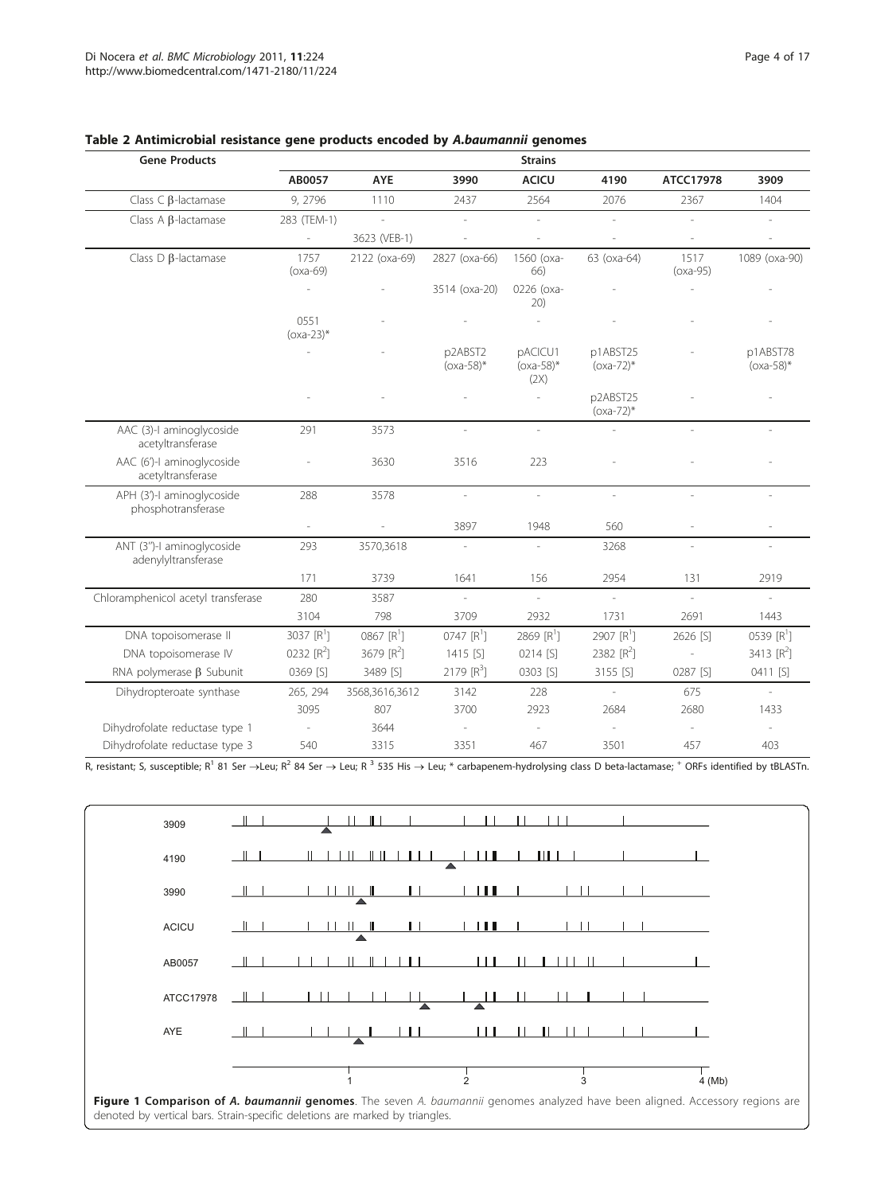**Table 2 Antimicrobial resistance gene products encoded by *A.baumannii* genomes**

| Gene Products | Strains | | | | | | |
|---|---|---|---|---|---|---|---|
| | AB0057 | AYE | 3990 | ACICU | 4190 | ATCC17978 | 3909 |
| Class C β-lactamase | 9, 2796 | 1110 | 2437 | 2564 | 2076 | 2367 | 1404 |
| Class A β-lactamase | 283 (TEM-1) | - | - | - | - | - | - |
| | - | 3623 (VEB-1) | - | - | - | - | - |
| Class D β-lactamase | 1757 (oxa-69) | 2122 (oxa-69) | 2827 (oxa-66) | 1560 (oxa-66) | 63 (oxa-64) | 1517 (oxa-95) | 1089 (oxa-90) |
| | - | - | 3514 (oxa-20) | 0226 (oxa-20) | - | - | - |
| | 0551 (oxa-23)* | - | - | - | - | - | - |
| | - | - | p2ABST2 (oxa-58)* | pACICU1 (oxa-58)* (2X) | p1ABST25 (oxa-72)* | - | p1ABST78 (oxa-58)* |
| | - | - | - | - | p2ABST25 (oxa-72)* | - | - |
| AAC (3)-I aminoglycoside acetyltransferase | 291 | 3573 | - | - | - | - | - |
| AAC (6')-I aminoglycoside acetyltransferase | - | 3630 | 3516 | 223 | - | - | - |
| APH (3')-I aminoglycoside phosphotransferase | 288 | 3578 | - | - | - | - | - |
| | - | - | 3897 | 1948 | 560 | - | - |
| ANT (3'')-I aminoglycoside adenylyltransferase | 293 | 3570,3618 | - | - | 3268 | - | - |
| | 171 | 3739 | 1641 | 156 | 2954 | 131 | 2919 |
| Chloramphenicol acetyl transferase | 280 | 3587 | - | - | - | - | - |
| | 3104 | 798 | 3709 | 2932 | 1731 | 2691 | 1443 |
| DNA topoisomerase II | 3037 [R[1]] | 0867 [R[1]] | 0747 [R[1]] | 2869 [R[1]] | 2907 [R[1]] | 2626 [S] | 0539 [R[1]] |
| DNA topoisomerase IV | 0232 [R[2]] | 3679 [R[2]] | 1415 [S] | 0214 [S] | 2382 [R[2]] | - | 3413 [R[2]] |
| RNA polymerase β Subunit | 0369 [S] | 3489 [S] | 2179 [R[3]] | 0303 [S] | 3155 [S] | 0287 [S] | 0411 [S] |
| Dihydropteroate synthase | 265, 294 | 3568,3616,3612 | 3142 | 228 | - | 675 | - |
| | 3095 | 807 | 3700 | 2923 | 2684 | 2680 | 1433 |
| Dihydrofolate reductase type 1 | - | 3644 | - | - | - | - | - |
| Dihydrofolate reductase type 3 | 540 | 3315 | 3351 | 467 | 3501 | 457 | 403 |

R, resistant; S, susceptible; R[1] 81 Ser →Leu; R[2] 84 Ser → Leu; R[3] 535 His → Leu; * carbapenem-hydrolysing class D beta-lactamase; [+] ORFs identified by tBLASTn.

**Figure 1 Comparison of *A. baumannii* genomes**. The seven *A. baumannii* genomes analyzed have been aligned. Accessory regions are denoted by vertical bars. Strain-specific deletions are marked by triangles.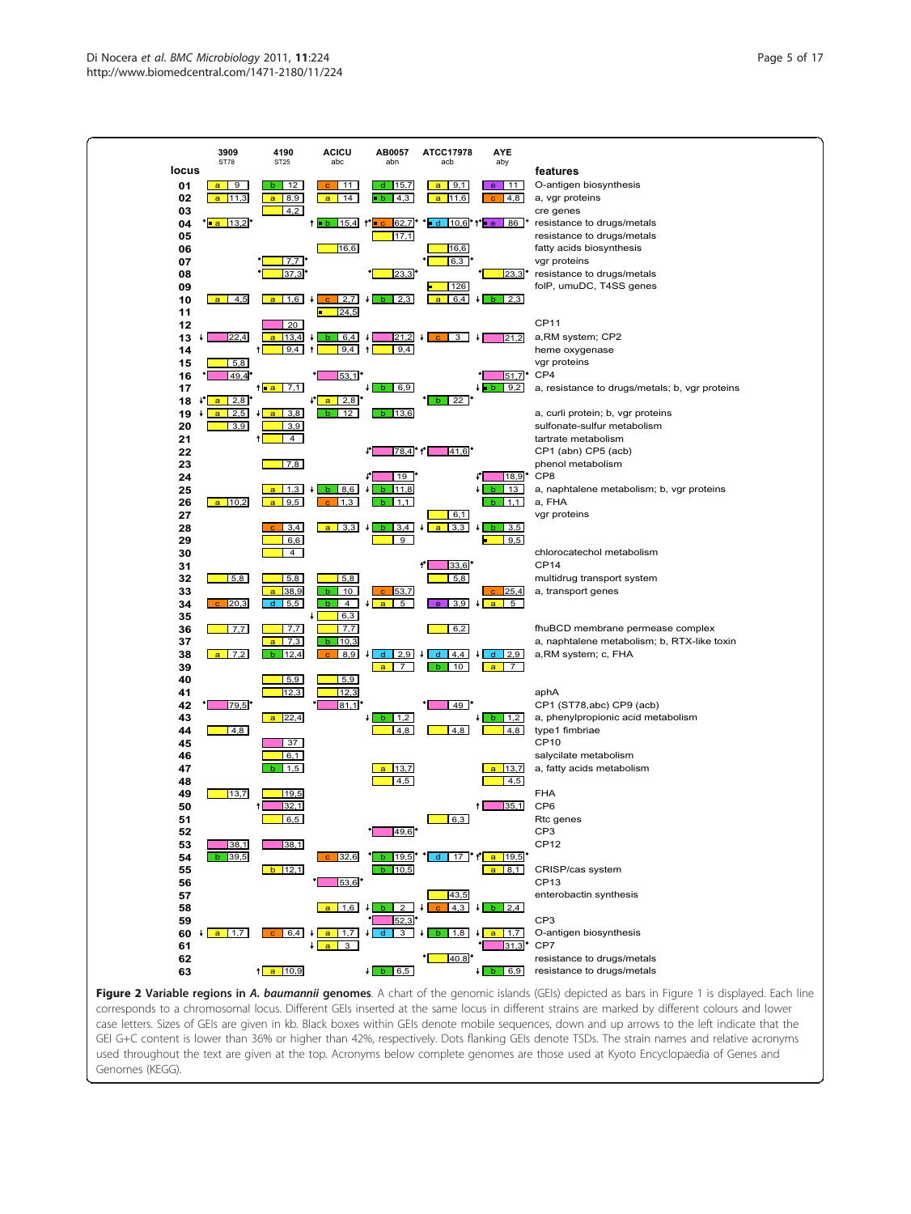| locus | 3909 ST78 | 4190 ST25 | ACICU abc | AB0057 abn | ATCC17978 acb | AYE aby | features |
|---|---|---|---|---|---|---|---|
| 01 | a 9 | b 12 | c 11 | d 15,7 | a 9,1 | e 11 | O-antigen biosynthesis |
| 02 | a 11,3 | a 8,9 | a 14 | b 4,3 | a 11,6 | c 4,8 | a, vgr proteins |
| 03 | | 4,2 | | | | | cre genes |
| 04 | a 13,2 | | b 15,4 | c 62,7 | d 10,6 | e 86 | resistance to drugs/metals |
| 05 | | | | 17,1 | | | resistance to drugs/metals |
| 06 | | | 16,6 | | 16,6 | | fatty acids biosynthesis |
| 07 | | 7,7 | | | 6,3 | | vgr proteins |
| 08 | | 37,3 | | 23,3 | | 23,3 | resistance to drugs/metals |
| 09 | | | | | 126 | | folP, umuDC, T4SS genes |
| 10 | a 4,5 | a 1,6 | c 2,7 | b 2,3 | a 6,4 | b 2,3 | |
| 11 | | | 24,5 | | | | |
| 12 | | 20 | | | | | CP11 |
| 13 | 22,4 | a 13,4 | b 6,4 | 21,2 | c 3 | 21,2 | a,RM system; CP2 |
| 14 | | 9,4 | 9,4 | 9,4 | | | heme oxygenase |
| 15 | 5,8 | | | | | | vgr proteins |
| 16 | 49,4 | | 53,1 | | | 51,7 | CP4 |
| 17 | | a 7,1 | | b 6,9 | | b 9,2 | a, resistance to drugs/metals; b, vgr proteins |
| 18 | a 2,8 | | a 2,8 | | b 22 | | |
| 19 | a 2,5 | a 3,8 | b 12 | b 13,6 | | | a, curli protein; b, vgr proteins |
| 20 | 3,9 | 3,9 | | | | | sulfonate-sulfur metabolism |
| 21 | | 4 | | | | | tartrate metabolism |
| 22 | | | | 78,4 | 41,6 | | CP1 (abn) CP5 (acb) |
| 23 | | 7,8 | | | | | phenol metabolism |
| 24 | | | | 19 | | 18,9 | CP8 |
| 25 | | a 1,3 | b 8,6 | b 11,8 | | b 13 | a, naphtalene metabolism; b, vgr proteins |
| 26 | a 10,2 | a 9,5 | c 1,3 | b 1,1 | | b 1,1 | a, FHA |
| 27 | | | | | 6,1 | | vgr proteins |
| 28 | | c 3,4 | a 3,3 | b 3,4 | a 3,3 | b 3,5 | |
| 29 | | 6,6 | | 9 | | 9,5 | |
| 30 | | 4 | | | | | chlorocatechol metabolism |
| 31 | | | | | 33,6 | | CP14 |
| 32 | 5,8 | 5,8 | 5,8 | | 5,8 | | multidrug transport system |
| 33 | | a 38,9 | b 10 | c 53,7 | | c 25,4 | a, transport genes |
| 34 | c 20,3 | d 5,5 | b 4 | a 5 | e 3,9 | a 5 | |
| 35 | | | 6,3 | | | | |
| 36 | 7,7 | 7,7 | 7,7 | | 6,2 | | fhuBCD membrane permease complex |
| 37 | | a 7,3 | b 10,3 | | | | a, naphtalene metabolism; b, RTX-like toxin |
| 38 | a 7,2 | b 12,4 | c 8,9 | d 2,9 | d 4,4 | d 2,9 | a,RM system; c, FHA |
| 39 | | | | a 7 | b 10 | a 7 | |
| 40 | | 5,9 | 5,9 | | | | |
| 41 | | 12,3 | 12,3 | | | | aphA |
| 42 | 79,5 | | 81,1 | | 49 | | CP1 (ST78,abc) CP9 (acb) |
| 43 | | a 22,4 | | b 1,2 | | b 1,2 | a, phenylpropionic acid metabolism |
| 44 | 4,8 | | | 4,8 | 4,8 | 4,8 | type1 fimbriae |
| 45 | | 37 | | | | | CP10 |
| 46 | | 6,1 | | | | | salycilate metabolism |
| 47 | | b 1,5 | | a 13,7 | | a 13,7 | a, fatty acids metabolism |
| 48 | | | | 4,5 | | 4,5 | |
| 49 | 13,7 | 19,5 | | | | | FHA |
| 50 | | 32,1 | | | | 35,1 | CP6 |
| 51 | | 6,5 | | | 6,3 | | Rtc genes |
| 52 | | | | 49,6 | | | CP3 |
| 53 | 38,1 | 38,1 | | | | | CP12 |
| 54 | b 39,5 | | c 32,6 | b 19,5 | d 17 | a 19,5 | |
| 55 | | b 12,1 | | b 10,5 | | a 8,1 | CRISPR/cas system |
| 56 | | | 53,6 | | | | CP13 |
| 57 | | | | | 43,5 | | enterobactin synthesis |
| 58 | | | a 1,6 | b 2 | c 4,3 | b 2,4 | |
| 59 | | | | 52,3 | | | CP3 |
| 60 | a 1,7 | c 6,4 | a 1,7 | d 3 | b 1,8 | a 1,7 | O-antigen biosynthesis |
| 61 | | | a 3 | | | 31,3 | CP7 |
| 62 | | | | | 40,8 | | resistance to drugs/metals |
| 63 | | a 10,9 | | b 6,5 | | b 6,9 | resistance to drugs/metals |

**Figure 2 Variable regions in *A. baumannii* genomes**. A chart of the genomic islands (GEIs) depicted as bars in Figure 1 is displayed. Each line corresponds to a chromosomal locus. Different GEIs inserted at the same locus in different strains are marked by different colours and lower case letters. Sizes of GEIs are given in kb. Black boxes within GEIs denote mobile sequences, down and up arrows to the left indicate that the GEI G+C content is lower than 36% or higher than 42%, respectively. Dots flanking GEIs denote TSDs. The strain names and relative acronyms used throughout the text are given at the top. Acronyms below complete genomes are those used at Kyoto Encyclopaedia of Genes and Genomes (KEGG).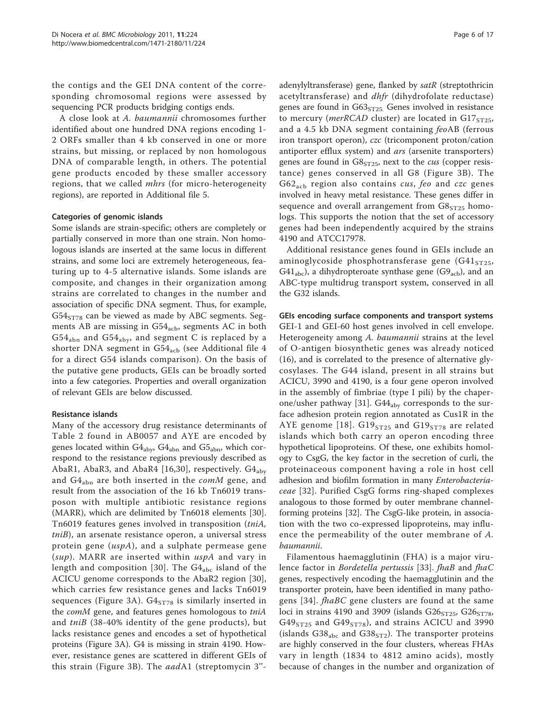the contigs and the GEI DNA content of the corresponding chromosomal regions were assessed by sequencing PCR products bridging contigs ends.

A close look at *A. baumannii* chromosomes further identified about one hundred DNA regions encoding 1-2 ORFs smaller than 4 kb conserved in one or more strains, but missing, or replaced by non homologous DNA of comparable length, in others. The potential gene products encoded by these smaller accessory regions, that we called *mhrs* (for micro-heterogeneity regions), are reported in Additional file 5.

### Categories of genomic islands

Some islands are strain-specific; others are completely or partially conserved in more than one strain. Non homologous islands are inserted at the same locus in different strains, and some loci are extremely heterogeneous, featuring up to 4-5 alternative islands. Some islands are composite, and changes in their organization among strains are correlated to changes in the number and association of specific DNA segment. Thus, for example, $G54_{ST78}$ can be viewed as made by ABC segments. Segments AB are missing in $G54_{acb}$, segments AC in both $G54_{abn}$ and $G54_{aby}$, and segment C is replaced by a shorter DNA segment in $G54_{acb}$ (see Additional file 4 for a direct G54 islands comparison). On the basis of the putative gene products, GEIs can be broadly sorted into a few categories. Properties and overall organization of relevant GEIs are below discussed.

### Resistance islands

Many of the accessory drug resistance determinants of Table 2 found in AB0057 and AYE are encoded by genes located within $G4_{aby}$, $G4_{abn}$ and $G5_{abn}$, which correspond to the resistance regions previously described as AbaR1, AbaR3, and AbaR4 [16,30], respectively. $G4_{aby}$ and $G4_{abn}$ are both inserted in the *comM* gene, and result from the association of the 16 kb Tn6019 transposon with multiple antibiotic resistance regions (MARR), which are delimited by Tn6018 elements [30]. Tn6019 features genes involved in transposition (*tniA, tniB*), an arsenate resistance operon, a universal stress protein gene (*uspA*), and a sulphate permease gene (*sup*). MARR are inserted within *uspA* and vary in length and composition [30]. The $G4_{abc}$ island of the ACICU genome corresponds to the AbaR2 region [30], which carries few resistance genes and lacks Tn6019 sequences (Figure 3A). $G4_{ST78}$ is similarly inserted in the *comM* gene, and features genes homologous to *tniA* and *tniB* (38-40% identity of the gene products), but lacks resistance genes and encodes a set of hypothetical proteins (Figure 3A). G4 is missing in strain 4190. However, resistance genes are scattered in different GEIs of this strain (Figure 3B). The *aad*A1 (streptomycin 3''-adenylyltransferase) gene, flanked by *satR* (streptothricin acetyltransferase) and *dhfr* (dihydrofolate reductase) genes are found in $G63_{ST25}$. Genes involved in resistance to mercury (*merRCAD* cluster) are located in $G17_{ST25}$, and a 4.5 kb DNA segment containing *feo*AB (ferrous iron transport operon), *czc* (tricomponent proton/cation antiporter efflux system) and *ars* (arsenite transporters) genes are found in $G8_{ST25}$, next to the *cus* (copper resistance) genes conserved in all G8 (Figure 3B). The $G62_{acb}$ region also contains *cus*, *feo* and *czc* genes involved in heavy metal resistance. These genes differ in sequence and overall arrangement from $G8_{ST25}$ homologs. This supports the notion that the set of accessory genes had been independently acquired by the strains 4190 and ATCC17978.

Additional resistance genes found in GEIs include an aminoglycoside phosphotransferase gene ($G41_{ST25}$, $G41_{abc}$), a dihydropteroate synthase gene ($G9_{acb}$), and an ABC-type multidrug transport system, conserved in all the G32 islands.

### GEIs encoding surface components and transport systems

GEI-1 and GEI-60 host genes involved in cell envelope. Heterogeneity among *A. baumannii* strains at the level of O-antigen biosynthetic genes was already noticed (16), and is correlated to the presence of alternative glycosylases. The G44 island, present in all strains but ACICU, 3990 and 4190, is a four gene operon involved in the assembly of fimbriae (type I pili) by the chaperone/usher pathway [31]. $G44_{aby}$ corresponds to the surface adhesion protein region annotated as Cus1R in the AYE genome [18]. $G19_{ST25}$ and $G19_{ST78}$ are related islands which both carry an operon encoding three hypothetical lipoproteins. Of these, one exhibits homology to CsgG, the key factor in the secretion of curli, the proteinaceous component having a role in host cell adhesion and biofilm formation in many *Enterobacteriaceae* [32]. Purified CsgG forms ring-shaped complexes analogous to those formed by outer membrane channel-forming proteins [32]. The CsgG-like protein, in association with the two co-expressed lipoproteins, may influence the permeability of the outer membrane of *A. baumannii*.

Filamentous haemagglutinin (FHA) is a major virulence factor in *Bordetella pertussis* [33]. *fhaB* and *fhaC* genes, respectively encoding the haemagglutinin and the transporter protein, have been identified in many pathogens [34]. *fhaBC* gene clusters are found at the same loci in strains 4190 and 3909 (islands $G26_{ST25}$, $G26_{ST78}$, $G49_{ST25}$ and $G49_{ST78}$), and strains ACICU and 3990 (islands $G38_{abc}$ and $G38_{ST2}$). The transporter proteins are highly conserved in the four clusters, whereas FHAs vary in length (1834 to 4812 amino acids), mostly because of changes in the number and organization of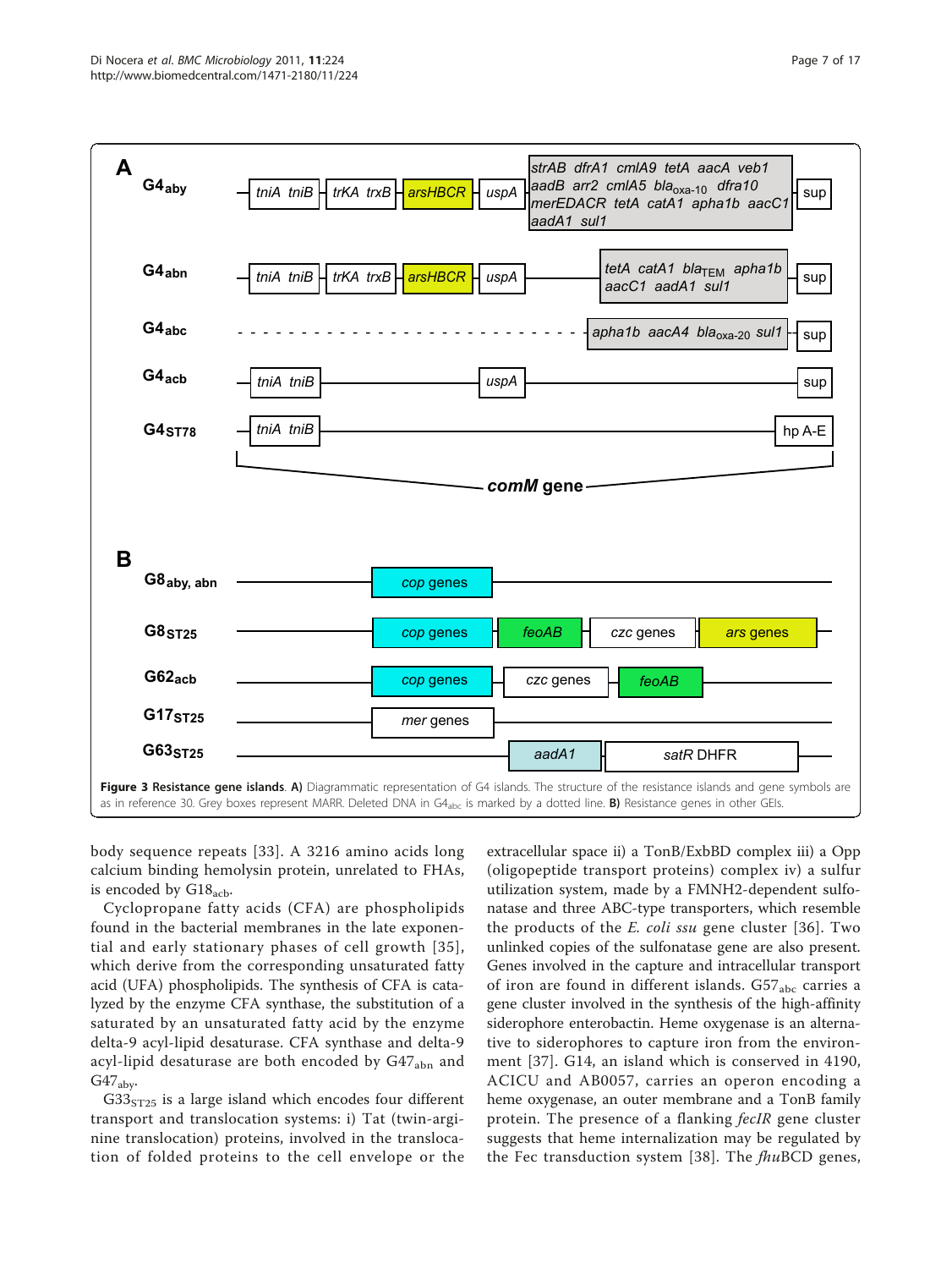**Figure 3 Resistance gene islands**. **A)** Diagrammatic representation of G4 islands. The structure of the resistance islands and gene symbols are as in reference 30. Grey boxes represent MARR. Deleted DNA in $G4_{abc}$ is marked by a dotted line. **B)** Resistance genes in other GEIs.

body sequence repeats [33]. A 3216 amino acids long calcium binding hemolysin protein, unrelated to FHAs, is encoded by $G18_{acb}$.

Cyclopropane fatty acids (CFA) are phospholipids found in the bacterial membranes in the late exponential and early stationary phases of cell growth [35], which derive from the corresponding unsaturated fatty acid (UFA) phospholipids. The synthesis of CFA is catalyzed by the enzyme CFA synthase, the substitution of a saturated fatty acid by an unsaturated fatty acid by the enzyme delta-9 acyl-lipid desaturase. CFA synthase and delta-9 acyl-lipid desaturase are both encoded by $G47_{abn}$ and $G47_{aby}$.

$G33_{ST25}$ is a large island which encodes four different transport and translocation systems: i) Tat (twin-arginine translocation) proteins, involved in the translocation of folded proteins to the cell envelope or the extracellular space ii) a TonB/ExbBD complex iii) a Opp (oligopeptide transport proteins) complex iv) a sulfur utilization system, made by a FMNH2-dependent sulfonatase and three ABC-type transporters, which resemble the products of the *E. coli ssu* gene cluster [36]. Two unlinked copies of the sulfonatase gene are also present. Genes involved in the capture and intracellular transport of iron are found in different islands. $G57_{abc}$ carries a gene cluster involved in the synthesis of the high-affinity siderophore enterobactin. Heme oxygenase is an alternative to siderophores to capture iron from the environment [37]. G14, an island which is conserved in 4190, ACICU and AB0057, carries an operon encoding a heme oxygenase, an outer membrane and a TonB family protein. The presence of a flanking *fecIR* gene cluster suggests that heme internalization may be regulated by the Fec transduction system [38]. The *fhu*BCD genes,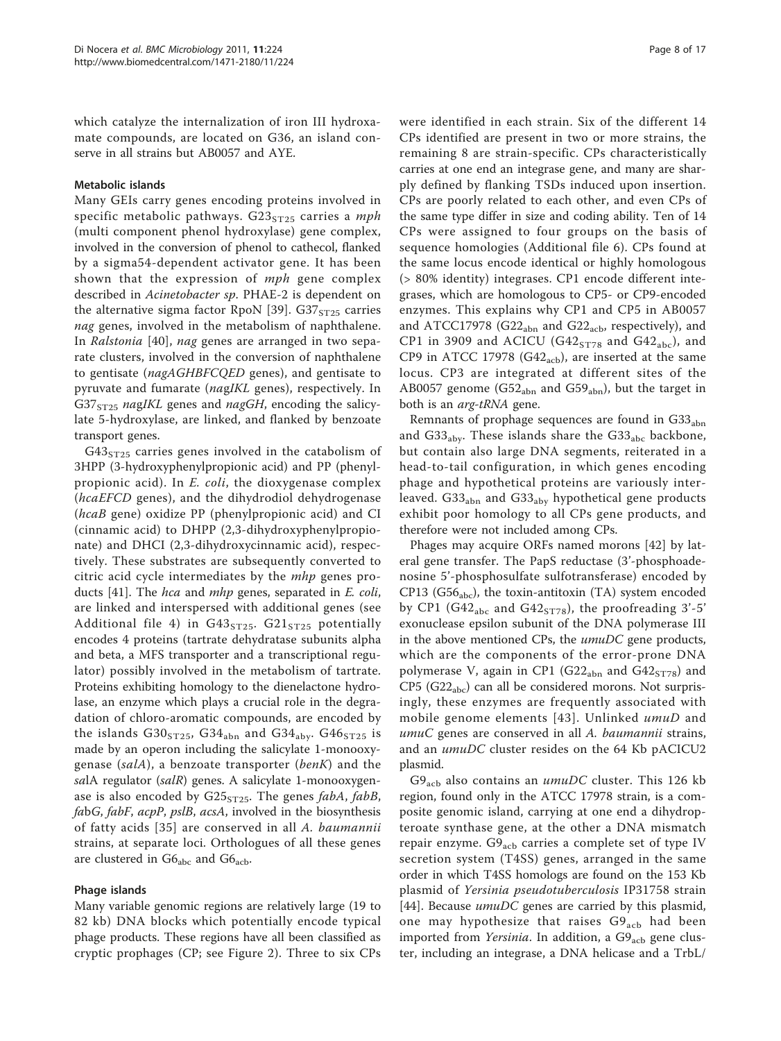which catalyze the internalization of iron III hydroxamate compounds, are located on G36, an island conserve in all strains but AB0057 and AYE.

### Metabolic islands

Many GEIs carry genes encoding proteins involved in specific metabolic pathways. $G23_{ST25}$ carries a *mph* (multi component phenol hydroxylase) gene complex, involved in the conversion of phenol to cathecol, flanked by a sigma54-dependent activator gene. It has been shown that the expression of *mph* gene complex described in *Acinetobacter sp.* PHAE-2 is dependent on the alternative sigma factor RpoN [39]. $G37_{ST25}$ carries *nag* genes, involved in the metabolism of naphthalene. In *Ralstonia* [40], *nag* genes are arranged in two separate clusters, involved in the conversion of naphthalene to gentisate (*nagAGHBFCQED* genes), and gentisate to pyruvate and fumarate (*nagIKL* genes), respectively. In $G37_{ST25}$ *nagIKL* genes and *nagGH*, encoding the salicylate 5-hydroxylase, are linked, and flanked by benzoate transport genes.

$G43_{ST25}$ carries genes involved in the catabolism of 3HPP (3-hydroxyphenylpropionic acid) and PP (phenylpropionic acid). In *E. coli*, the dioxygenase complex (*hcaEFCD* genes), and the dihydrodiol dehydrogenase (*hcaB* gene) oxidize PP (phenylpropionic acid) and CI (cinnamic acid) to DHPP (2,3-dihydroxyphenylpropionate) and DHCI (2,3-dihydroxycinnamic acid), respectively. These substrates are subsequently converted to citric acid cycle intermediates by the *mhp* genes products [41]. The *hca* and *mhp* genes, separated in *E. coli*, are linked and interspersed with additional genes (see Additional file 4) in $G43_{ST25}$. $G21_{ST25}$ potentially encodes 4 proteins (tartrate dehydratase subunits alpha and beta, a MFS transporter and a transcriptional regulator) possibly involved in the metabolism of tartrate. Proteins exhibiting homology to the dienelactone hydrolase, an enzyme which plays a crucial role in the degradation of chloro-aromatic compounds, are encoded by the islands $G30_{ST25}$, $G34_{abn}$ and $G34_{aby}$. $G46_{ST25}$ is made by an operon including the salicylate 1-monooxygenase (*salA*), a benzoate transporter (*benK*) and the *sal*A regulator (*salR*) genes. A salicylate 1-monooxygenase is also encoded by $G25_{ST25}$. The genes *fabA*, *fabB*, *fab*G, *fabF*, *acpP*, *pslB*, *acsA*, involved in the biosynthesis of fatty acids [35] are conserved in all *A. baumannii* strains, at separate loci. Orthologues of all these genes are clustered in $G6_{abc}$ and $G6_{acb}$.

### Phage islands

Many variable genomic regions are relatively large (19 to 82 kb) DNA blocks which potentially encode typical phage products. These regions have all been classified as cryptic prophages (CP; see Figure 2). Three to six CPs were identified in each strain. Six of the different 14 CPs identified are present in two or more strains, the remaining 8 are strain-specific. CPs characteristically carries at one end an integrase gene, and many are sharply defined by flanking TSDs induced upon insertion. CPs are poorly related to each other, and even CPs of the same type differ in size and coding ability. Ten of 14 CPs were assigned to four groups on the basis of sequence homologies (Additional file 6). CPs found at the same locus encode identical or highly homologous (> 80% identity) integrases. CP1 encode different integrases, which are homologous to CP5- or CP9-encoded enzymes. This explains why CP1 and CP5 in AB0057 and ATCC17978 ($G22_{abn}$ and $G22_{acb}$, respectively), and CP1 in 3909 and ACICU ($G42_{ST78}$ and $G42_{abc}$), and CP9 in ATCC 17978 ($G42_{acb}$), are inserted at the same locus. CP3 are integrated at different sites of the AB0057 genome ($G52_{abn}$ and $G59_{abn}$), but the target in both is an *arg-tRNA* gene.

Remnants of prophage sequences are found in $G33_{abn}$ and $G33_{aby}$. These islands share the $G33_{abc}$ backbone, but contain also large DNA segments, reiterated in a head-to-tail configuration, in which genes encoding phage and hypothetical proteins are variously interleaved. $G33_{abn}$ and $G33_{aby}$ hypothetical gene products exhibit poor homology to all CPs gene products, and therefore were not included among CPs.

Phages may acquire ORFs named morons [42] by lateral gene transfer. The PapS reductase (3'-phosphoadenosine 5'-phosphosulfate sulfotransferase) encoded by CP13 ($G56_{abc}$), the toxin-antitoxin (TA) system encoded by CP1 ($G42_{abc}$ and $G42_{ST78}$), the proofreading 3'-5' exonuclease epsilon subunit of the DNA polymerase III in the above mentioned CPs, the *umuDC* gene products, which are the components of the error-prone DNA polymerase V, again in CP1 ($G22_{abn}$ and $G42_{ST78}$) and CP5 ($G22_{abc}$) can all be considered morons. Not surprisingly, these enzymes are frequently associated with mobile genome elements [43]. Unlinked *umuD* and *umuC* genes are conserved in all *A. baumannii* strains, and an *umuDC* cluster resides on the 64 Kb pACICU2 plasmid.

$G9_{acb}$ also contains an *umuDC* cluster. This 126 kb region, found only in the ATCC 17978 strain, is a composite genomic island, carrying at one end a dihydropteroate synthase gene, at the other a DNA mismatch repair enzyme. $G9_{acb}$ carries a complete set of type IV secretion system (T4SS) genes, arranged in the same order in which T4SS homologs are found on the 153 Kb plasmid of *Yersinia pseudotuberculosis* IP31758 strain [44]. Because *umuDC* genes are carried by this plasmid, one may hypothesize that raises $G9_{acb}$ had been imported from *Yersinia*. In addition, a $G9_{acb}$ gene cluster, including an integrase, a DNA helicase and a TrbL/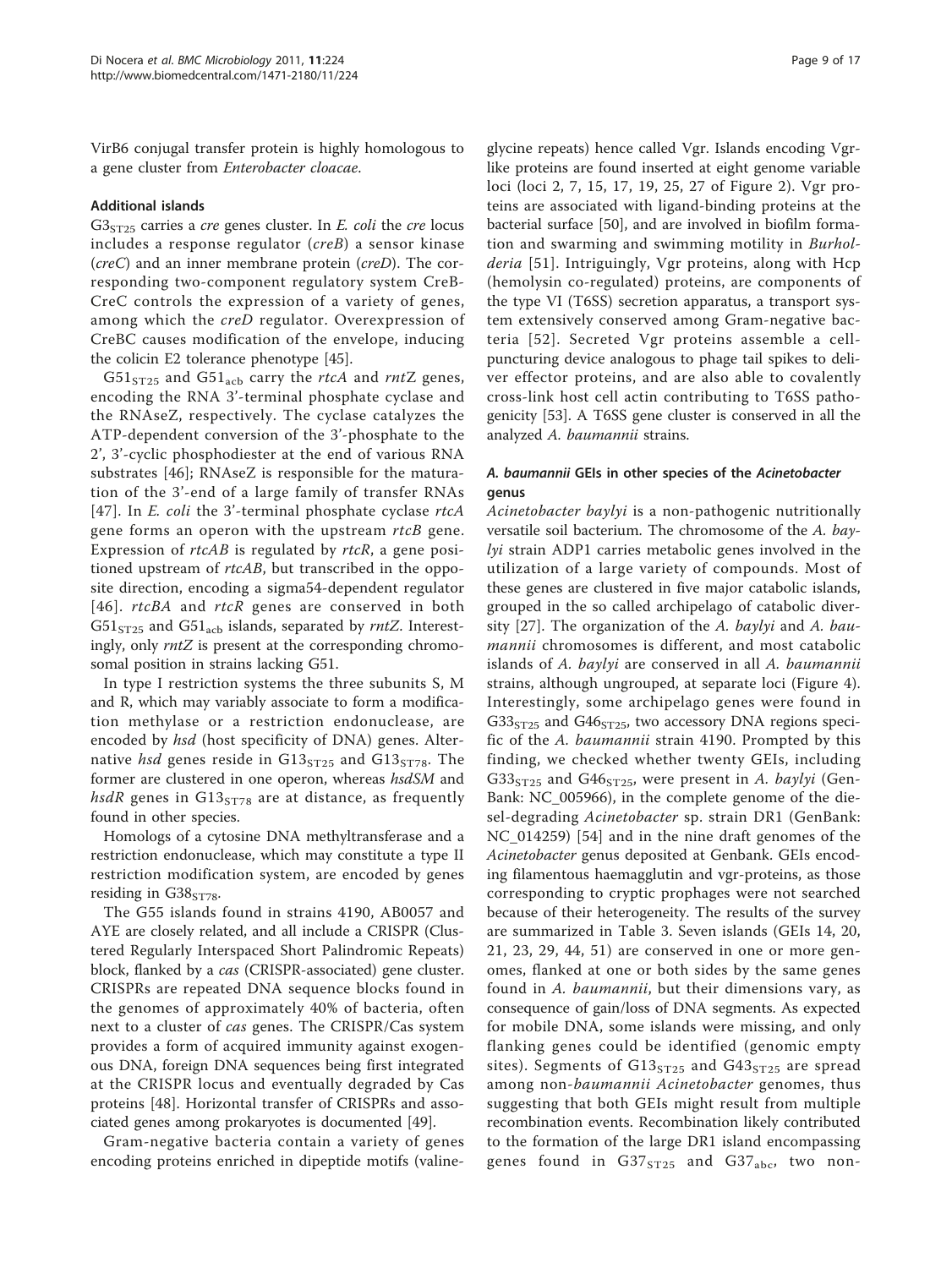VirB6 conjugal transfer protein is highly homologous to a gene cluster from *Enterobacter cloacae*.

#### Additional islands

$G3_{ST25}$ carries a *cre* genes cluster. In *E. coli* the *cre* locus includes a response regulator (*creB*) a sensor kinase (*creC*) and an inner membrane protein (*creD*). The corresponding two-component regulatory system CreB-CreC controls the expression of a variety of genes, among which the *creD* regulator. Overexpression of CreBC causes modification of the envelope, inducing the colicin E2 tolerance phenotype [45].

$G51_{ST25}$ and $G51_{acb}$ carry the *rtcA* and *rntZ* genes, encoding the RNA 3'-terminal phosphate cyclase and the RNAseZ, respectively. The cyclase catalyzes the ATP-dependent conversion of the 3'-phosphate to the 2', 3'-cyclic phosphodiester at the end of various RNA substrates [46]; RNAseZ is responsible for the maturation of the 3'-end of a large family of transfer RNAs [47]. In *E. coli* the 3'-terminal phosphate cyclase *rtcA* gene forms an operon with the upstream *rtcB* gene. Expression of *rtcAB* is regulated by *rtcR*, a gene positioned upstream of *rtcAB*, but transcribed in the opposite direction, encoding a sigma54-dependent regulator [46]. *rtcBA* and *rtcR* genes are conserved in both $G51_{ST25}$ and $G51_{acb}$ islands, separated by *rntZ*. Interestingly, only *rntZ* is present at the corresponding chromosomal position in strains lacking G51.

In type I restriction systems the three subunits S, M and R, which may variably associate to form a modification methylase or a restriction endonuclease, are encoded by *hsd* (host specificity of DNA) genes. Alternative *hsd* genes reside in $G13_{ST25}$ and $G13_{ST78}$. The former are clustered in one operon, whereas *hsdSM* and *hsdR* genes in $G13_{ST78}$ are at distance, as frequently found in other species.

Homologs of a cytosine DNA methyltransferase and a restriction endonuclease, which may constitute a type II restriction modification system, are encoded by genes residing in $G38_{ST78}$.

The G55 islands found in strains 4190, AB0057 and AYE are closely related, and all include a CRISPR (Clustered Regularly Interspaced Short Palindromic Repeats) block, flanked by a *cas* (CRISPR-associated) gene cluster. CRISPRs are repeated DNA sequence blocks found in the genomes of approximately 40% of bacteria, often next to a cluster of *cas* genes. The CRISPR/Cas system provides a form of acquired immunity against exogenous DNA, foreign DNA sequences being first integrated at the CRISPR locus and eventually degraded by Cas proteins [48]. Horizontal transfer of CRISPRs and associated genes among prokaryotes is documented [49].

Gram-negative bacteria contain a variety of genes encoding proteins enriched in dipeptide motifs (valine-glycine repeats) hence called Vgr. Islands encoding Vgr-like proteins are found inserted at eight genome variable loci (loci 2, 7, 15, 17, 19, 25, 27 of Figure 2). Vgr proteins are associated with ligand-binding proteins at the bacterial surface [50], and are involved in biofilm formation and swarming and swimming motility in *Burholderia* [51]. Intriguingly, Vgr proteins, along with Hcp (hemolysin co-regulated) proteins, are components of the type VI (T6SS) secretion apparatus, a transport system extensively conserved among Gram-negative bacteria [52]. Secreted Vgr proteins assemble a cell-puncturing device analogous to phage tail spikes to deliver effector proteins, and are also able to covalently cross-link host cell actin contributing to T6SS pathogenicity [53]. A T6SS gene cluster is conserved in all the analyzed *A. baumannii* strains.

### *A. baumannii* GEIs in other species of the *Acinetobacter* genus

*Acinetobacter baylyi* is a non-pathogenic nutritionally versatile soil bacterium. The chromosome of the *A. baylyi* strain ADP1 carries metabolic genes involved in the utilization of a large variety of compounds. Most of these genes are clustered in five major catabolic islands, grouped in the so called archipelago of catabolic diversity [27]. The organization of the *A. baylyi* and *A. baumannii* chromosomes is different, and most catabolic islands of *A. baylyi* are conserved in all *A. baumannii* strains, although ungrouped, at separate loci (Figure 4). Interestingly, some archipelago genes were found in $G33_{ST25}$ and $G46_{ST25}$, two accessory DNA regions specific of the *A. baumannii* strain 4190. Prompted by this finding, we checked whether twenty GEIs, including $G33_{ST25}$ and $G46_{ST25}$, were present in *A. baylyi* (GenBank: NC_005966), in the complete genome of the diesel-degrading *Acinetobacter* sp. strain DR1 (GenBank: NC_014259) [54] and in the nine draft genomes of the *Acinetobacter* genus deposited at Genbank. GEIs encoding filamentous haemagglutin and vgr-proteins, as those corresponding to cryptic prophages were not searched because of their heterogeneity. The results of the survey are summarized in Table 3. Seven islands (GEIs 14, 20, 21, 23, 29, 44, 51) are conserved in one or more genomes, flanked at one or both sides by the same genes found in *A. baumannii*, but their dimensions vary, as consequence of gain/loss of DNA segments. As expected for mobile DNA, some islands were missing, and only flanking genes could be identified (genomic empty sites). Segments of $G13_{ST25}$ and $G43_{ST25}$ are spread among non-*baumannii Acinetobacter* genomes, thus suggesting that both GEIs might result from multiple recombination events. Recombination likely contributed to the formation of the large DR1 island encompassing genes found in $G37_{ST25}$ and $G37_{abc}$, two non-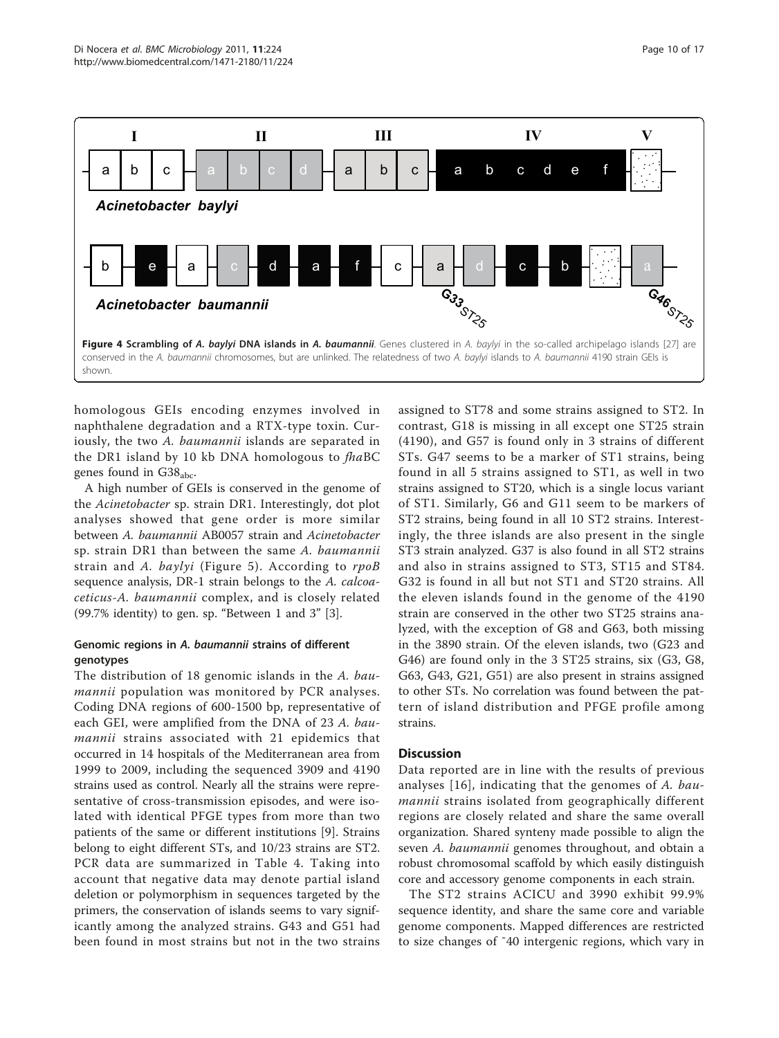**Figure 4 Scrambling of *A. baylyi* DNA islands in *A. baumannii*.** Genes clustered in *A. baylyi* in the so-called archipelago islands [27] are conserved in the *A. baumannii* chromosomes, but are unlinked. The relatedness of two *A. baylyi* islands to *A. baumannii* 4190 strain GEIs is shown.

homologous GEIs encoding enzymes involved in naphthalene degradation and a RTX-type toxin. Curiously, the two *A. baumannii* islands are separated in the DR1 island by 10 kb DNA homologous to *fha*BC genes found in $G38_{abc}$.

A high number of GEIs is conserved in the genome of the *Acinetobacter* sp. strain DR1. Interestingly, dot plot analyses showed that gene order is more similar between *A. baumannii* AB0057 strain and *Acinetobacter* sp. strain DR1 than between the same *A. baumannii* strain and *A. baylyi* (Figure 5). According to *rpoB* sequence analysis, DR-1 strain belongs to the *A. calcoaceticus-A. baumannii* complex, and is closely related (99.7% identity) to gen. sp. "Between 1 and 3" [3].

### Genomic regions in *A. baumannii* strains of different genotypes

The distribution of 18 genomic islands in the *A. baumannii* population was monitored by PCR analyses. Coding DNA regions of 600-1500 bp, representative of each GEI, were amplified from the DNA of 23 *A. baumannii* strains associated with 21 epidemics that occurred in 14 hospitals of the Mediterranean area from 1999 to 2009, including the sequenced 3909 and 4190 strains used as control. Nearly all the strains were representative of cross-transmission episodes, and were isolated with identical PFGE types from more than two patients of the same or different institutions [9]. Strains belong to eight different STs, and 10/23 strains are ST2. PCR data are summarized in Table 4. Taking into account that negative data may denote partial island deletion or polymorphism in sequences targeted by the primers, the conservation of islands seems to vary significantly among the analyzed strains. G43 and G51 had been found in most strains but not in the two strains assigned to ST78 and some strains assigned to ST2. In contrast, G18 is missing in all except one ST25 strain (4190), and G57 is found only in 3 strains of different STs. G47 seems to be a marker of ST1 strains, being found in all 5 strains assigned to ST1, as well in two strains assigned to ST20, which is a single locus variant of ST1. Similarly, G6 and G11 seem to be markers of ST2 strains, being found in all 10 ST2 strains. Interestingly, the three islands are also present in the single ST3 strain analyzed. G37 is also found in all ST2 strains and also in strains assigned to ST3, ST15 and ST84. G32 is found in all but not ST1 and ST20 strains. All the eleven islands found in the genome of the 4190 strain are conserved in the other two ST25 strains analyzed, with the exception of G8 and G63, both missing in the 3890 strain. Of the eleven islands, two (G23 and G46) are found only in the 3 ST25 strains, six (G3, G8, G63, G43, G21, G51) are also present in strains assigned to other STs. No correlation was found between the pattern of island distribution and PFGE profile among strains.

## Discussion

Data reported are in line with the results of previous analyses [16], indicating that the genomes of *A. baumannii* strains isolated from geographically different regions are closely related and share the same overall organization. Shared synteny made possible to align the seven *A. baumannii* genomes throughout, and obtain a robust chromosomal scaffold by which easily distinguish core and accessory genome components in each strain.

The ST2 strains ACICU and 3990 exhibit 99.9% sequence identity, and share the same core and variable genome components. Mapped differences are restricted to size changes of ~40 intergenic regions, which vary in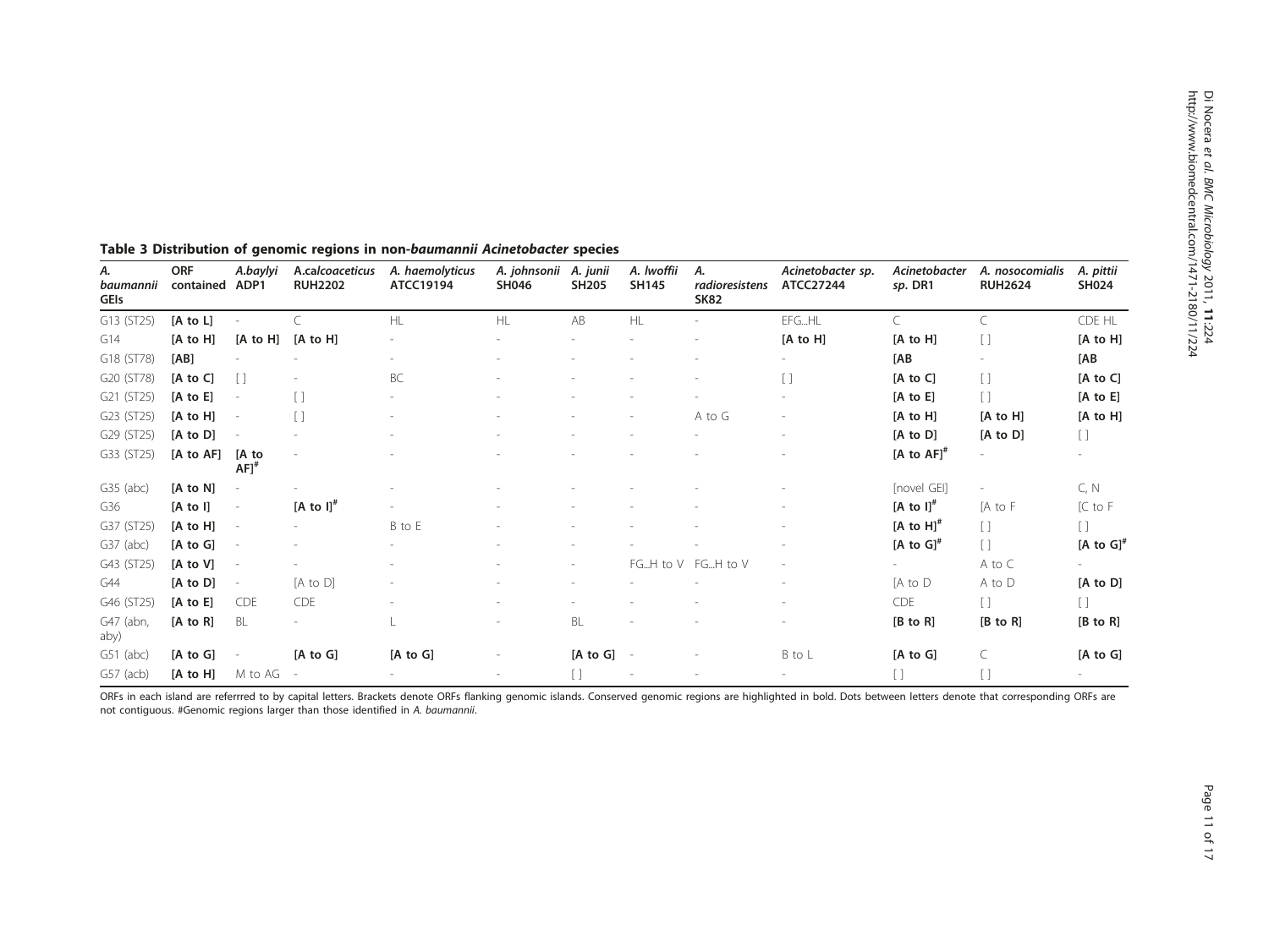**Table 3 Distribution of genomic regions in non-*baumannii Acinetobacter* species**

| *A. baumannii* GEIs | ORF contained | *A.baylyi* ADP1 | *A.calcoaceticus* RUH2202 | *A. haemolyticus* ATCC19194 | *A. johnsonii* SH046 | *A. junii* SH205 | *A. lwoffii* SH145 | *A. radioresistens* SK82 | *Acinetobacter sp.* ATCC27244 | *Acinetobacter sp.* DR1 | *A. nosocomialis* RUH2624 | *A. pittii* SH024 |
|---|---|---|---|---|---|---|---|---|---|---|---|---|
| G13 (ST25) | **[A to L]** | - | C | HL | HL | AB | HL | - | EFG...HL | C | C | CDE HL |
| G14 | **[A to H]** | **[A to H]** | **[A to H]** | - | - | - | - | - | **[A to H]** | **[A to H]** | [ ] | **[A to H]** |
| G18 (ST78) | **[AB]** | - | - | - | - | - | - | - | - | **[AB** | - | **[AB** |
| G20 (ST78) | **[A to C]** | [ ] | - | BC | - | - | - | - | [ ] | **[A to C]** | [ ] | **[A to C]** |
| G21 (ST25) | **[A to E]** | - | [ ] | - | - | - | - | - | - | **[A to E]** | [ ] | **[A to E]** |
| G23 (ST25) | **[A to H]** | - | [ ] | - | - | - | - | A to G | - | **[A to H]** | **[A to H]** | **[A to H]** |
| G29 (ST25) | **[A to D]** | - | - | - | - | - | - | - | - | **[A to D]** | **[A to D]** | [ ] |
| G33 (ST25) | **[A to AF]** | **[A to AF]#** | - | - | - | - | - | - | - | **[A to AF]#** | - | - |
| G35 (abc) | **[A to N]** | - | - | - | - | - | - | - | - | [novel GEI] | - | C, N |
| G36 | **[A to I]** | - | **[A to I]#** | - | - | - | - | - | - | **[A to I]#** | [A to F | [C to F |
| G37 (ST25) | **[A to H]** | - | - | B to E | - | - | - | - | - | **[A to H]#** | [ ] | [ ] |
| G37 (abc) | **[A to G]** | - | - | - | - | - | - | - | - | **[A to G]#** | [ ] | **[A to G]#** |
| G43 (ST25) | **[A to V]** | - | - | - | - | - | FG...H to V | FG...H to V | - | - | A to C | - |
| G44 | **[A to D]** | - | [A to D] | - | - | - | - | - | - | [A to D | A to D | **[A to D]** |
| G46 (ST25) | **[A to E]** | CDE | CDE | - | - | - | - | - | - | CDE | [ ] | [ ] |
| G47 (abn, aby) | **[A to R]** | BL | - | L | - | BL | - | - | - | **[B to R]** | **[B to R]** | **[B to R]** |
| G51 (abc) | **[A to G]** | - | **[A to G]** | **[A to G]** | - | **[A to G]** | - | - | B to L | **[A to G]** | C | **[A to G]** |
| G57 (acb) | **[A to H]** | M to AG | - | - | - | [ ] | - | - | - | [ ] | [ ] | - |

ORFs in each island are referrred to by capital letters. Brackets denote ORFs flanking genomic islands. Conserved genomic regions are highlighted in bold. Dots between letters denote that corresponding ORFs are not contiguous. #Genomic regions larger than those identified in *A. baumannii*.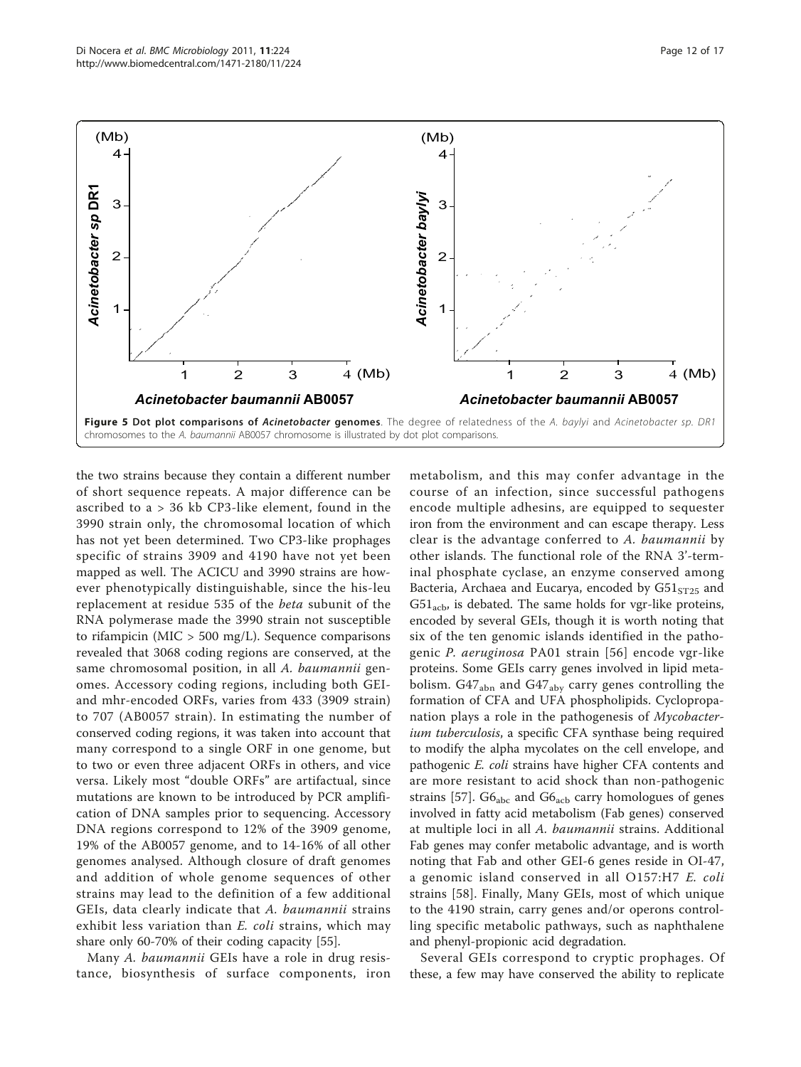**Figure 5 Dot plot comparisons of *Acinetobacter* genomes**. The degree of relatedness of the *A. baylyi* and *Acinetobacter sp. DR1* chromosomes to the *A. baumannii* AB0057 chromosome is illustrated by dot plot comparisons.

the two strains because they contain a different number of short sequence repeats. A major difference can be ascribed to a > 36 kb CP3-like element, found in the 3990 strain only, the chromosomal location of which has not yet been determined. Two CP3-like prophages specific of strains 3909 and 4190 have not yet been mapped as well. The ACICU and 3990 strains are however phenotypically distinguishable, since the his-leu replacement at residue 535 of the *beta* subunit of the RNA polymerase made the 3990 strain not susceptible to rifampicin (MIC > 500 mg/L). Sequence comparisons revealed that 3068 coding regions are conserved, at the same chromosomal position, in all *A. baumannii* genomes. Accessory coding regions, including both GEI- and mhr-encoded ORFs, varies from 433 (3909 strain) to 707 (AB0057 strain). In estimating the number of conserved coding regions, it was taken into account that many correspond to a single ORF in one genome, but to two or even three adjacent ORFs in others, and vice versa. Likely most "double ORFs" are artifactual, since mutations are known to be introduced by PCR amplification of DNA samples prior to sequencing. Accessory DNA regions correspond to 12% of the 3909 genome, 19% of the AB0057 genome, and to 14-16% of all other genomes analysed. Although closure of draft genomes and addition of whole genome sequences of other strains may lead to the definition of a few additional GEIs, data clearly indicate that *A. baumannii* strains exhibit less variation than *E. coli* strains, which may share only 60-70% of their coding capacity [55].

Many *A. baumannii* GEIs have a role in drug resistance, biosynthesis of surface components, iron metabolism, and this may confer advantage in the course of an infection, since successful pathogens encode multiple adhesins, are equipped to sequester iron from the environment and can escape therapy. Less clear is the advantage conferred to *A. baumannii* by other islands. The functional role of the RNA 3'-terminal phosphate cyclase, an enzyme conserved among Bacteria, Archaea and Eucarya, encoded by $G51_{ST25}$ and $G51_{acb}$, is debated. The same holds for vgr-like proteins, encoded by several GEIs, though it is worth noting that six of the ten genomic islands identified in the pathogenic *P. aeruginosa* PA01 strain [56] encode vgr-like proteins. Some GEIs carry genes involved in lipid metabolism. $G47_{abn}$ and $G47_{aby}$ carry genes controlling the formation of CFA and UFA phospholipids. Cyclopropanation plays a role in the pathogenesis of *Mycobacterium tuberculosis*, a specific CFA synthase being required to modify the alpha mycolates on the cell envelope, and pathogenic *E. coli* strains have higher CFA contents and are more resistant to acid shock than non-pathogenic strains [57]. $G6_{abc}$ and $G6_{acb}$ carry homologues of genes involved in fatty acid metabolism (Fab genes) conserved at multiple loci in all *A. baumannii* strains. Additional Fab genes may confer metabolic advantage, and is worth noting that Fab and other GEI-6 genes reside in OI-47, a genomic island conserved in all O157:H7 *E. coli* strains [58]. Finally, Many GEIs, most of which unique to the 4190 strain, carry genes and/or operons controlling specific metabolic pathways, such as naphthalene and phenyl-propionic acid degradation.

Several GEIs correspond to cryptic prophages. Of these, a few may have conserved the ability to replicate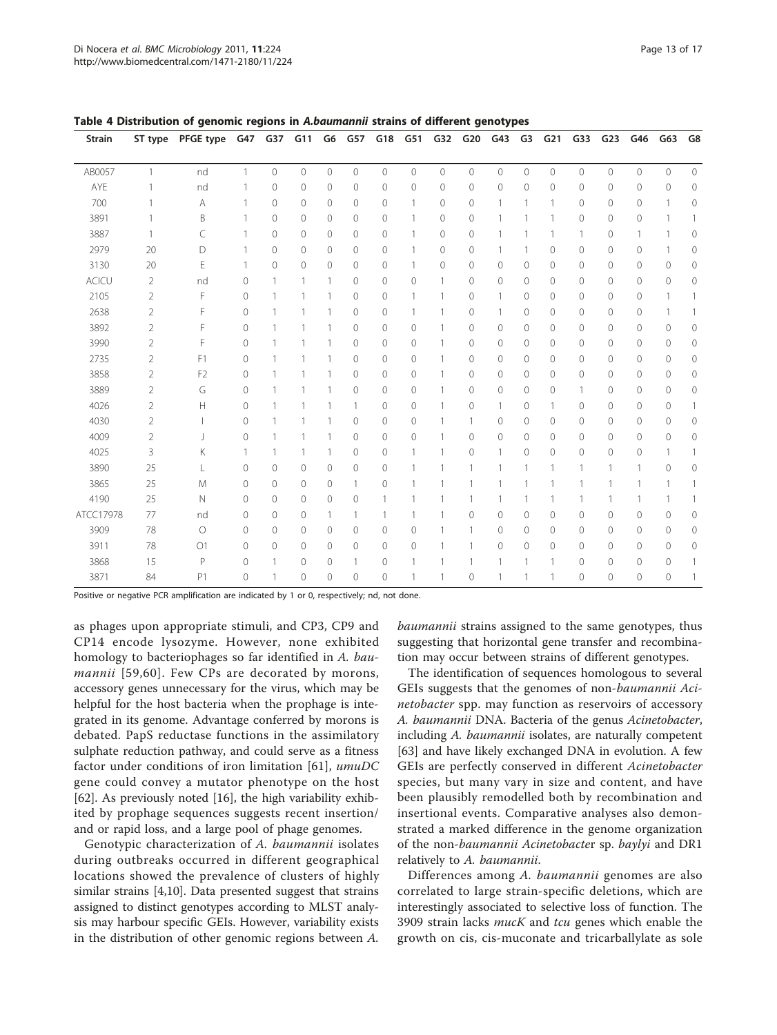**Table 4 Distribution of genomic regions in *A.baumannii* strains of different genotypes**

| Strain | ST type | PFGE type | G47 | G37 | G11 | G6 | G57 | G18 | G51 | G32 | G20 | G43 | G3 | G21 | G33 | G23 | G46 | G63 | G8 |
|---|---|---|---|---|---|---|---|---|---|---|---|---|---|---|---|---|---|---|---|
| AB0057 | 1 | nd | 1 | 0 | 0 | 0 | 0 | 0 | 0 | 0 | 0 | 0 | 0 | 0 | 0 | 0 | 0 | 0 | 0 |
| AYE | 1 | nd | 1 | 0 | 0 | 0 | 0 | 0 | 0 | 0 | 0 | 0 | 0 | 0 | 0 | 0 | 0 | 0 | 0 |
| 700 | 1 | A | 1 | 0 | 0 | 0 | 0 | 0 | 1 | 0 | 0 | 1 | 1 | 1 | 0 | 0 | 0 | 1 | 0 |
| 3891 | 1 | B | 1 | 0 | 0 | 0 | 0 | 0 | 1 | 0 | 0 | 1 | 1 | 1 | 0 | 0 | 0 | 1 | 1 |
| 3887 | 1 | C | 1 | 0 | 0 | 0 | 0 | 0 | 1 | 0 | 0 | 1 | 1 | 1 | 1 | 0 | 1 | 1 | 0 |
| 2979 | 20 | D | 1 | 0 | 0 | 0 | 0 | 0 | 1 | 0 | 0 | 1 | 1 | 0 | 0 | 0 | 0 | 1 | 0 |
| 3130 | 20 | E | 1 | 0 | 0 | 0 | 0 | 0 | 1 | 0 | 0 | 0 | 0 | 0 | 0 | 0 | 0 | 0 | 0 |
| ACICU | 2 | nd | 0 | 1 | 1 | 1 | 0 | 0 | 0 | 1 | 0 | 0 | 0 | 0 | 0 | 0 | 0 | 0 | 0 |
| 2105 | 2 | F | 0 | 1 | 1 | 1 | 0 | 0 | 1 | 1 | 0 | 1 | 0 | 0 | 0 | 0 | 0 | 1 | 1 |
| 2638 | 2 | F | 0 | 1 | 1 | 1 | 0 | 0 | 1 | 1 | 0 | 1 | 0 | 0 | 0 | 0 | 0 | 1 | 1 |
| 3892 | 2 | F | 0 | 1 | 1 | 1 | 0 | 0 | 0 | 1 | 0 | 0 | 0 | 0 | 0 | 0 | 0 | 0 | 0 |
| 3990 | 2 | F | 0 | 1 | 1 | 1 | 0 | 0 | 0 | 1 | 0 | 0 | 0 | 0 | 0 | 0 | 0 | 0 | 0 |
| 2735 | 2 | F1 | 0 | 1 | 1 | 1 | 0 | 0 | 0 | 1 | 0 | 0 | 0 | 0 | 0 | 0 | 0 | 0 | 0 |
| 3858 | 2 | F2 | 0 | 1 | 1 | 1 | 0 | 0 | 0 | 1 | 0 | 0 | 0 | 0 | 0 | 0 | 0 | 0 | 0 |
| 3889 | 2 | G | 0 | 1 | 1 | 1 | 0 | 0 | 0 | 1 | 0 | 0 | 0 | 0 | 1 | 0 | 0 | 0 | 0 |
| 4026 | 2 | H | 0 | 1 | 1 | 1 | 1 | 0 | 0 | 1 | 0 | 1 | 0 | 1 | 0 | 0 | 0 | 0 | 1 |
| 4030 | 2 | I | 0 | 1 | 1 | 1 | 0 | 0 | 0 | 1 | 1 | 0 | 0 | 0 | 0 | 0 | 0 | 0 | 0 |
| 4009 | 2 | J | 0 | 1 | 1 | 1 | 0 | 0 | 0 | 1 | 0 | 0 | 0 | 0 | 0 | 0 | 0 | 0 | 0 |
| 4025 | 3 | K | 1 | 1 | 1 | 1 | 0 | 0 | 1 | 1 | 0 | 1 | 0 | 0 | 0 | 0 | 0 | 1 | 1 |
| 3890 | 25 | L | 0 | 0 | 0 | 0 | 0 | 0 | 1 | 1 | 1 | 1 | 1 | 1 | 1 | 1 | 1 | 0 | 0 |
| 3865 | 25 | M | 0 | 0 | 0 | 0 | 1 | 0 | 1 | 1 | 1 | 1 | 1 | 1 | 1 | 1 | 1 | 1 | 1 |
| 4190 | 25 | N | 0 | 0 | 0 | 0 | 0 | 1 | 1 | 1 | 1 | 1 | 1 | 1 | 1 | 1 | 1 | 1 | 1 |
| ATCC17978 | 77 | nd | 0 | 0 | 0 | 1 | 1 | 1 | 1 | 1 | 0 | 0 | 0 | 0 | 0 | 0 | 0 | 0 | 0 |
| 3909 | 78 | O | 0 | 0 | 0 | 0 | 0 | 0 | 0 | 1 | 1 | 0 | 0 | 0 | 0 | 0 | 0 | 0 | 0 |
| 3911 | 78 | O1 | 0 | 0 | 0 | 0 | 0 | 0 | 0 | 1 | 1 | 0 | 0 | 0 | 0 | 0 | 0 | 0 | 0 |
| 3868 | 15 | P | 0 | 1 | 0 | 0 | 1 | 0 | 1 | 1 | 1 | 1 | 1 | 1 | 0 | 0 | 0 | 0 | 1 |
| 3871 | 84 | P1 | 0 | 1 | 0 | 0 | 0 | 0 | 1 | 1 | 0 | 1 | 1 | 1 | 0 | 0 | 0 | 0 | 1 |

Positive or negative PCR amplification are indicated by 1 or 0, respectively; nd, not done.

as phages upon appropriate stimuli, and CP3, CP9 and CP14 encode lysozyme. However, none exhibited homology to bacteriophages so far identified in *A. baumannii* [59,60]. Few CPs are decorated by morons, accessory genes unnecessary for the virus, which may be helpful for the host bacteria when the prophage is integrated in its genome. Advantage conferred by morons is debated. PapS reductase functions in the assimilatory sulphate reduction pathway, and could serve as a fitness factor under conditions of iron limitation [61], *umuDC* gene could convey a mutator phenotype on the host [62]. As previously noted [16], the high variability exhibited by prophage sequences suggests recent insertion/and or rapid loss, and a large pool of phage genomes.

Genotypic characterization of *A. baumannii* isolates during outbreaks occurred in different geographical locations showed the prevalence of clusters of highly similar strains [4,10]. Data presented suggest that strains assigned to distinct genotypes according to MLST analysis may harbour specific GEIs. However, variability exists in the distribution of other genomic regions between *A. baumannii* strains assigned to the same genotypes, thus suggesting that horizontal gene transfer and recombination may occur between strains of different genotypes.

The identification of sequences homologous to several GEIs suggests that the genomes of non-*baumannii Acinetobacter* spp. may function as reservoirs of accessory *A. baumannii* DNA. Bacteria of the genus *Acinetobacter*, including *A. baumannii* isolates, are naturally competent [63] and have likely exchanged DNA in evolution. A few GEIs are perfectly conserved in different *Acinetobacter* species, but many vary in size and content, and have been plausibly remodelled both by recombination and insertional events. Comparative analyses also demonstrated a marked difference in the genome organization of the non-*baumannii Acinetobacter* sp. *baylyi* and DR1 relatively to *A. baumannii*.

Differences among *A. baumannii* genomes are also correlated to large strain-specific deletions, which are interestingly associated to selective loss of function. The 3909 strain lacks *mucK* and *tcu* genes which enable the growth on cis, cis-muconate and tricarballylate as sole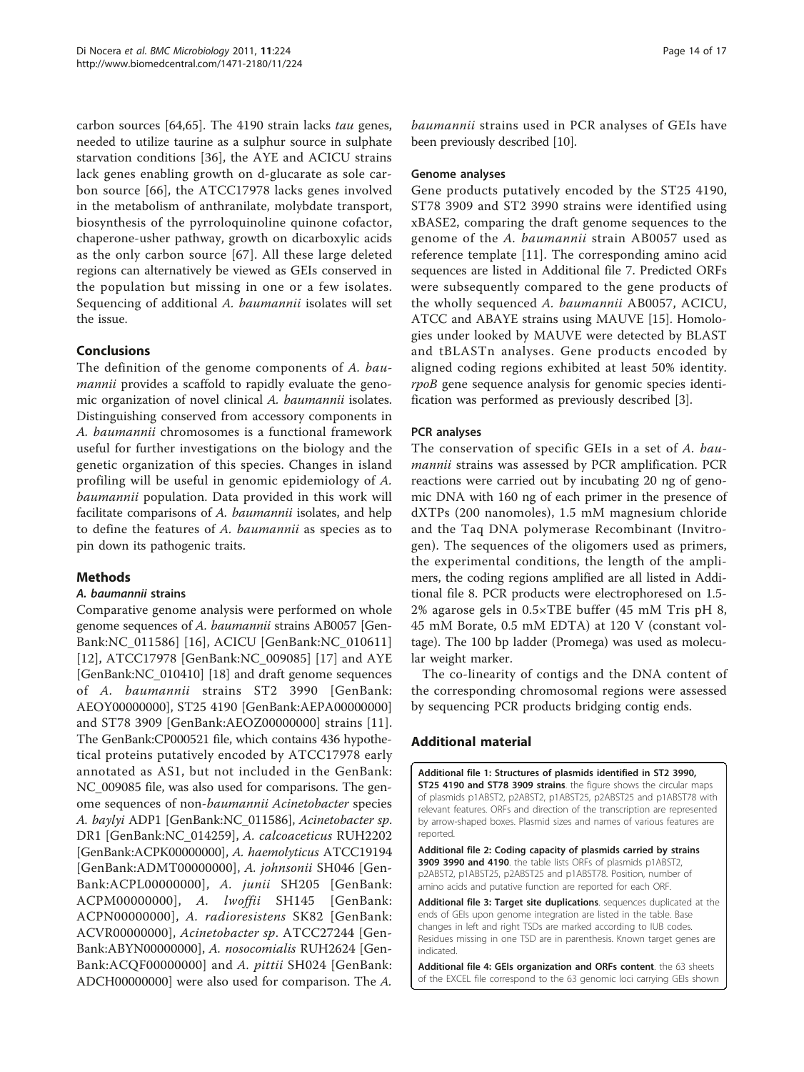carbon sources [64,65]. The 4190 strain lacks *tau* genes, needed to utilize taurine as a sulphur source in sulphate starvation conditions [36], the AYE and ACICU strains lack genes enabling growth on d-glucarate as sole carbon source [66], the ATCC17978 lacks genes involved in the metabolism of anthranilate, molybdate transport, biosynthesis of the pyrroloquinoline quinone cofactor, chaperone-usher pathway, growth on dicarboxylic acids as the only carbon source [67]. All these large deleted regions can alternatively be viewed as GEIs conserved in the population but missing in one or a few isolates. Sequencing of additional *A. baumannii* isolates will set the issue.

## Conclusions

The definition of the genome components of *A. baumannii* provides a scaffold to rapidly evaluate the genomic organization of novel clinical *A. baumannii* isolates. Distinguishing conserved from accessory components in *A. baumannii* chromosomes is a functional framework useful for further investigations on the biology and the genetic organization of this species. Changes in island profiling will be useful in genomic epidemiology of *A. baumannii* population. Data provided in this work will facilitate comparisons of *A. baumannii* isolates, and help to define the features of *A. baumannii* as species as to pin down its pathogenic traits.

## Methods

### *A. baumannii* strains

Comparative genome analysis were performed on whole genome sequences of *A. baumannii* strains AB0057 [GenBank:NC_011586] [16], ACICU [GenBank:NC_010611] [12], ATCC17978 [GenBank:NC_009085] [17] and AYE [GenBank:NC_010410] [18] and draft genome sequences of *A. baumannii* strains ST2 3990 [GenBank: AEOY00000000], ST25 4190 [GenBank:AEPA00000000] and ST78 3909 [GenBank:AEOZ00000000] strains [11]. The GenBank:CP000521 file, which contains 436 hypothetical proteins putatively encoded by ATCC17978 early annotated as AS1, but not included in the GenBank: NC_009085 file, was also used for comparisons. The genome sequences of non-*baumannii Acinetobacter* species *A. baylyi* ADP1 [GenBank:NC_011586], *Acinetobacter sp.* DR1 [GenBank:NC_014259], *A. calcoaceticus* RUH2202 [GenBank:ACPK00000000], *A. haemolyticus* ATCC19194 [GenBank:ADMT00000000], *A. johnsonii* SH046 [GenBank:ACPL00000000], *A. junii* SH205 [GenBank: ACPM00000000], *A. lwoffii* SH145 [GenBank: ACPN00000000], *A. radioresistens* SK82 [GenBank: ACVR00000000], *Acinetobacter sp.* ATCC27244 [GenBank:ABYN00000000], *A. nosocomialis* RUH2624 [GenBank:ACQF00000000] and *A. pittii* SH024 [GenBank: ADCH00000000] were also used for comparison. The *A. baumannii* strains used in PCR analyses of GEIs have been previously described [10].

### Genome analyses

Gene products putatively encoded by the ST25 4190, ST78 3909 and ST2 3990 strains were identified using xBASE2, comparing the draft genome sequences to the genome of the *A. baumannii* strain AB0057 used as reference template [11]. The corresponding amino acid sequences are listed in Additional file 7. Predicted ORFs were subsequently compared to the gene products of the wholly sequenced *A. baumannii* AB0057, ACICU, ATCC and ABAYE strains using MAUVE [15]. Homologies under looked by MAUVE were detected by BLAST and tBLASTn analyses. Gene products encoded by aligned coding regions exhibited at least 50% identity. *rpoB* gene sequence analysis for genomic species identification was performed as previously described [3].

### PCR analyses

The conservation of specific GEIs in a set of *A. baumannii* strains was assessed by PCR amplification. PCR reactions were carried out by incubating 20 ng of genomic DNA with 160 ng of each primer in the presence of dXTPs (200 nanomoles), 1.5 mM magnesium chloride and the Taq DNA polymerase Recombinant (Invitrogen). The sequences of the oligomers used as primers, the experimental conditions, the length of the amplimers, the coding regions amplified are all listed in Additional file 8. PCR products were electrophoresed on 1.5-2% agarose gels in 0.5×TBE buffer (45 mM Tris pH 8, 45 mM Borate, 0.5 mM EDTA) at 120 V (constant voltage). The 100 bp ladder (Promega) was used as molecular weight marker.

The co-linearity of contigs and the DNA content of the corresponding chromosomal regions were assessed by sequencing PCR products bridging contig ends.

## Additional material

**Additional file 1: Structures of plasmids identified in ST2 3990, ST25 4190 and ST78 3909 strains**. the figure shows the circular maps of plasmids p1ABST2, p2ABST2, p1ABST25, p2ABST25 and p1ABST78 with relevant features. ORFs and direction of the transcription are represented by arrow-shaped boxes. Plasmid sizes and names of various features are reported.

**Additional file 2: Coding capacity of plasmids carried by strains 3909 3990 and 4190**. the table lists ORFs of plasmids p1ABST2, p2ABST2, p1ABST25, p2ABST25 and p1ABST78. Position, number of amino acids and putative function are reported for each ORF.

**Additional file 3: Target site duplications**. sequences duplicated at the ends of GEIs upon genome integration are listed in the table. Base changes in left and right TSDs are marked according to IUB codes. Residues missing in one TSD are in parenthesis. Known target genes are indicated.

**Additional file 4: GEIs organization and ORFs content**. the 63 sheets of the EXCEL file correspond to the 63 genomic loci carrying GEIs shown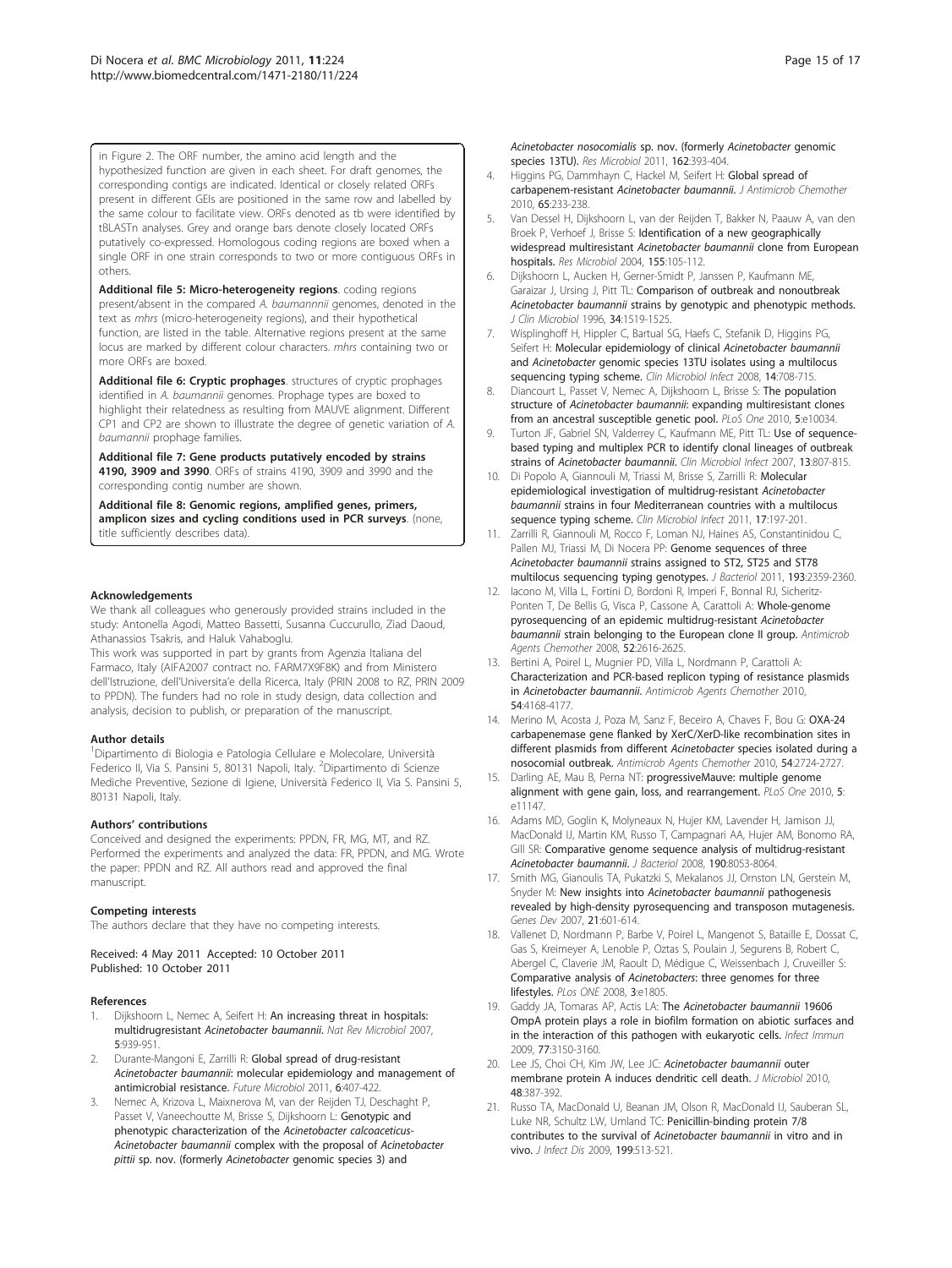in Figure 2. The ORF number, the amino acid length and the hypothesized function are given in each sheet. For draft genomes, the corresponding contigs are indicated. Identical or closely related ORFs present in different GEIs are positioned in the same row and labelled by the same colour to facilitate view. ORFs denoted as tb were identified by tBLASTn analyses. Grey and orange bars denote closely located ORFs putatively co-expressed. Homologous coding regions are boxed when a single ORF in one strain corresponds to two or more contiguous ORFs in others.

**Additional file 5: Micro-heterogeneity regions**. coding regions present/absent in the compared *A. baumannnii* genomes, denoted in the text as *mhrs* (micro-heterogeneity regions), and their hypothetical function, are listed in the table. Alternative regions present at the same locus are marked by different colour characters. *mhrs* containing two or more ORFs are boxed.

**Additional file 6: Cryptic prophages**. structures of cryptic prophages identified in *A. baumannii* genomes. Prophage types are boxed to highlight their relatedness as resulting from MAUVE alignment. Different CP1 and CP2 are shown to illustrate the degree of genetic variation of *A. baumannii* prophage families.

**Additional file 7: Gene products putatively encoded by strains 4190, 3909 and 3990**. ORFs of strains 4190, 3909 and 3990 and the corresponding contig number are shown.

**Additional file 8: Genomic regions, amplified genes, primers, amplicon sizes and cycling conditions used in PCR surveys**. (none, title sufficiently describes data).

## Acknowledgements

We thank all colleagues who generously provided strains included in the study: Antonella Agodi, Matteo Bassetti, Susanna Cuccurullo, Ziad Daoud, Athanassios Tsakris, and Haluk Vahaboglu.

This work was supported in part by grants from Agenzia Italiana del Farmaco, Italy (AIFA2007 contract no. FARM7X9F8K) and from Ministero dell'Istruzione, dell'Universita'e della Ricerca, Italy (PRIN 2008 to RZ, PRIN 2009 to PPDN). The funders had no role in study design, data collection and analysis, decision to publish, or preparation of the manuscript.

## Author details

[1]Dipartimento di Biologia e Patologia Cellulare e Molecolare, Università Federico II, Via S. Pansini 5, 80131 Napoli, Italy. [2]Dipartimento di Scienze Mediche Preventive, Sezione di Igiene, Università Federico II, Via S. Pansini 5, 80131 Napoli, Italy.

## Authors' contributions

Conceived and designed the experiments: PPDN, FR, MG, MT, and RZ. Performed the experiments and analyzed the data: FR, PPDN, and MG. Wrote the paper: PPDN and RZ. All authors read and approved the final manuscript.

## Competing interests

The authors declare that they have no competing interests.

Received: 4 May 2011 Accepted: 10 October 2011
Published: 10 October 2011

## References

1. Dijkshoorn L, Nemec A, Seifert H: **An increasing threat in hospitals: multidrugresistant *Acinetobacter baumannii*.** *Nat Rev Microbiol* 2007, **5**:939-951.
2. Durante-Mangoni E, Zarrilli R: **Global spread of drug-resistant *Acinetobacter baumannii*: molecular epidemiology and management of antimicrobial resistance.** *Future Microbiol* 2011, **6**:407-422.
3. Nemec A, Krizova L, Maixnerova M, van der Reijden TJ, Deschaght P, Passet V, Vaneechoutte M, Brisse S, Dijkshoorn L: **Genotypic and phenotypic characterization of the *Acinetobacter calcoaceticus-Acinetobacter baumannii* complex with the proposal of *Acinetobacter pittii* sp. nov. (formerly *Acinetobacter* genomic species 3) and *Acinetobacter nosocomialis* sp. nov. (formerly *Acinetobacter* genomic species 13TU).** *Res Microbiol* 2011, **162**:393-404.
4. Higgins PG, Dammhayn C, Hackel M, Seifert H: **Global spread of carbapenem-resistant *Acinetobacter baumannii*.** *J Antimicrob Chemother* 2010, **65**:233-238.
5. Van Dessel H, Dijkshoorn L, van der Reijden T, Bakker N, Paauw A, van den Broek P, Verhoef J, Brisse S: **Identification of a new geographically widespread multiresistant *Acinetobacter baumannii* clone from European hospitals.** *Res Microbiol* 2004, **155**:105-112.
6. Dijkshoorn L, Aucken H, Gerner-Smidt P, Janssen P, Kaufmann ME, Garaizar J, Ursing J, Pitt TL: **Comparison of outbreak and nonoutbreak *Acinetobacter baumannii* strains by genotypic and phenotypic methods.** *J Clin Microbiol* 1996, **34**:1519-1525.
7. Wisplinghoff H, Hippler C, Bartual SG, Haefs C, Stefanik D, Higgins PG, Seifert H: **Molecular epidemiology of clinical *Acinetobacter baumannii* and *Acinetobacter* genomic species 13TU isolates using a multilocus sequencing typing scheme.** *Clin Microbiol Infect* 2008, **14**:708-715.
8. Diancourt L, Passet V, Nemec A, Dijkshoorn L, Brisse S: **The population structure of *Acinetobacter baumannii*: expanding multiresistant clones from an ancestral susceptible genetic pool.** *PLoS One* 2010, **5**:e10034.
9. Turton JF, Gabriel SN, Valderrey C, Kaufmann ME, Pitt TL: **Use of sequence-based typing and multiplex PCR to identify clonal lineages of outbreak strains of *Acinetobacter baumannii*.** *Clin Microbiol Infect* 2007, **13**:807-815.
10. Di Popolo A, Giannouli M, Triassi M, Brisse S, Zarrilli R: **Molecular epidemiological investigation of multidrug-resistant *Acinetobacter baumannii* strains in four Mediterranean countries with a multilocus sequence typing scheme.** *Clin Microbiol Infect* 2011, **17**:197-201.
11. Zarrilli R, Giannouli M, Rocco F, Loman NJ, Haines AS, Constantinidou C, Pallen MJ, Triassi M, Di Nocera PP: **Genome sequences of three *Acinetobacter baumannii* strains assigned to ST2, ST25 and ST78 multilocus sequencing typing genotypes.** *J Bacteriol* 2011, **193**:2359-2360.
12. Iacono M, Villa L, Fortini D, Bordoni R, Imperi F, Bonnal RJ, Sicheritz-Ponten T, De Bellis G, Visca P, Cassone A, Carattoli A: **Whole-genome pyrosequencing of an epidemic multidrug-resistant *Acinetobacter baumannii* strain belonging to the European clone II group.** *Antimicrob Agents Chemother* 2008, **52**:2616-2625.
13. Bertini A, Poirel L, Mugnier PD, Villa L, Nordmann P, Carattoli A: **Characterization and PCR-based replicon typing of resistance plasmids in *Acinetobacter baumannii*.** *Antimicrob Agents Chemother* 2010, **54**:4168-4177.
14. Merino M, Acosta J, Poza M, Sanz F, Beceiro A, Chaves F, Bou G: **OXA-24 carbapenemase gene flanked by XerC/XerD-like recombination sites in different plasmids from different *Acinetobacter* species isolated during a nosocomial outbreak.** *Antimicrob Agents Chemother* 2010, **54**:2724-2727.
15. Darling AE, Mau B, Perna NT: **progressiveMauve: multiple genome alignment with gene gain, loss, and rearrangement.** *PLoS One* 2010, **5**: e11147.
16. Adams MD, Goglin K, Molyneaux N, Hujer KM, Lavender H, Jamison JJ, MacDonald IJ, Martin KM, Russo T, Campagnari AA, Hujer AM, Bonomo RA, Gill SR: **Comparative genome sequence analysis of multidrug-resistant *Acinetobacter baumannii*.** *J Bacteriol* 2008, **190**:8053-8064.
17. Smith MG, Gianoulis TA, Pukatzki S, Mekalanos JJ, Ornston LN, Gerstein M, Snyder M: **New insights into *Acinetobacter baumannii* pathogenesis revealed by high-density pyrosequencing and transposon mutagenesis.** *Genes Dev* 2007, **21**:601-614.
18. Vallenet D, Nordmann P, Barbe V, Poirel L, Mangenot S, Bataille E, Dossat C, Gas S, Kreimeyer A, Lenoble P, Oztas S, Poulain J, Segurens B, Robert C, Abergel C, Claverie JM, Raoult D, Médigue C, Weissenbach J, Cruveiller S: **Comparative analysis of *Acinetobacters*: three genomes for three lifestyles.** *PLos ONE* 2008, **3**:e1805.
19. Gaddy JA, Tomaras AP, Actis LA: **The *Acinetobacter baumannii* 19606 OmpA protein plays a role in biofilm formation on abiotic surfaces and in the interaction of this pathogen with eukaryotic cells.** *Infect Immun* 2009, **77**:3150-3160.
20. Lee JS, Choi CH, Kim JW, Lee JC: ***Acinetobacter baumannii* outer membrane protein A induces dendritic cell death.** *J Microbiol* 2010, **48**:387-392.
21. Russo TA, MacDonald U, Beanan JM, Olson R, MacDonald IJ, Sauberan SL, Luke NR, Schultz LW, Umland TC: **Penicillin-binding protein 7/8 contributes to the survival of *Acinetobacter baumannii* in vitro and in vivo.** *J Infect Dis* 2009, **199**:513-521.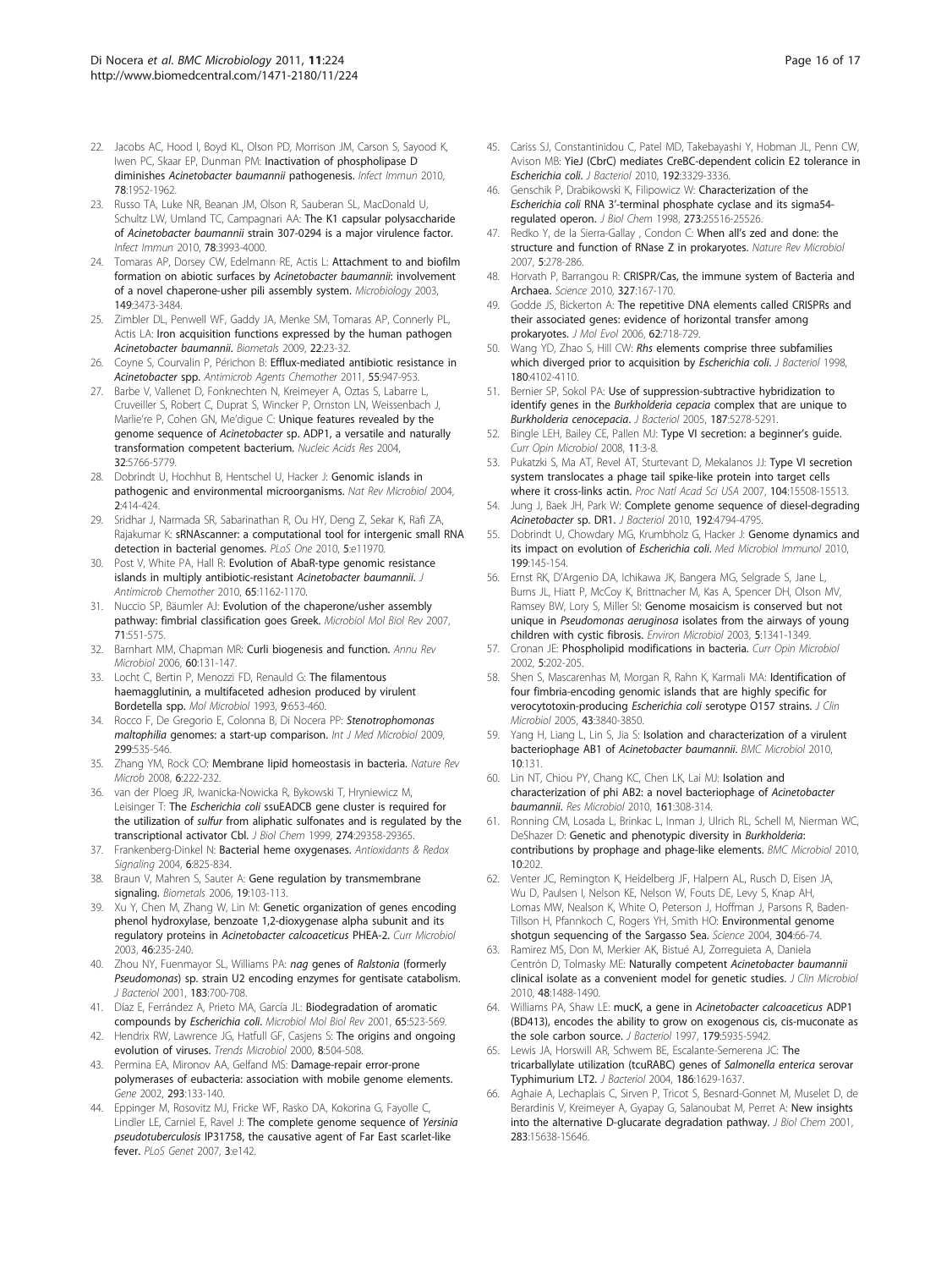22. Jacobs AC, Hood I, Boyd KL, Olson PD, Morrison JM, Carson S, Sayood K, Iwen PC, Skaar EP, Dunman PM: Inactivation of phospholipase D diminishes *Acinetobacter baumannii* pathogenesis. *Infect Immun* 2010, 78:1952-1962.
23. Russo TA, Luke NR, Beanan JM, Olson R, Sauberan SL, MacDonald U, Schultz LW, Umland TC, Campagnari AA: The K1 capsular polysaccharide of *Acinetobacter baumannii* strain 307-0294 is a major virulence factor. *Infect Immun* 2010, 78:3993-4000.
24. Tomaras AP, Dorsey CW, Edelmann RE, Actis L: Attachment to and biofilm formation on abiotic surfaces by *Acinetobacter baumannii*: involvement of a novel chaperone-usher pili assembly system. *Microbiology* 2003, 149:3473-3484.
25. Zimbler DL, Penwell WF, Gaddy JA, Menke SM, Tomaras AP, Connerly PL, Actis LA: Iron acquisition functions expressed by the human pathogen *Acinetobacter baumannii*. *Biometals* 2009, 22:23-32.
26. Coyne S, Courvalin P, Périchon B: Efflux-mediated antibiotic resistance in *Acinetobacter* spp. *Antimicrob Agents Chemother* 2011, 55:947-953.
27. Barbe V, Vallenet D, Fonknechten N, Kreimeyer A, Oztas S, Labarre L, Cruveiller S, Robert C, Duprat S, Wincker P, Ornston LN, Weissenbach J, Marlie're P, Cohen GN, Me'digue C: Unique features revealed by the genome sequence of *Acinetobacter* sp. ADP1, a versatile and naturally transformation competent bacterium. *Nucleic Acids Res* 2004, 32:5766-5779.
28. Dobrindt U, Hochhut B, Hentschel U, Hacker J: Genomic islands in pathogenic and environmental microorganisms. *Nat Rev Microbiol* 2004, 2:414-424.
29. Sridhar J, Narmada SR, Sabarinathan R, Ou HY, Deng Z, Sekar K, Rafi ZA, Rajakumar K: sRNAscanner: a computational tool for intergenic small RNA detection in bacterial genomes. *PLoS One* 2010, 5:e11970.
30. Post V, White PA, Hall R: Evolution of AbaR-type genomic resistance islands in multiply antibiotic-resistant *Acinetobacter baumannii*. *J Antimicrob Chemother* 2010, 65:1162-1170.
31. Nuccio SP, Bäumler AJ: Evolution of the chaperone/usher assembly pathway: fimbrial classification goes Greek. *Microbiol Mol Biol Rev* 2007, 71:551-575.
32. Barnhart MM, Chapman MR: Curli biogenesis and function. *Annu Rev Microbiol* 2006, 60:131-147.
33. Locht C, Bertin P, Menozzi FD, Renauld G: The filamentous haemagglutinin, a multifaceted adhesion produced by virulent Bordetella spp. *Mol Microbiol* 1993, 9:653-460.
34. Rocco F, De Gregorio E, Colonna B, Di Nocera PP: *Stenotrophomonas maltophilia* genomes: a start-up comparison. *Int J Med Microbiol* 2009, 299:535-546.
35. Zhang YM, Rock CO: Membrane lipid homeostasis in bacteria. *Nature Rev Microb* 2008, 6:222-232.
36. van der Ploeg JR, Iwanicka-Nowicka R, Bykowski T, Hryniewicz M, Leisinger T: The *Escherichia coli* ssuEADCB gene cluster is required for the utilization of *sulfur* from aliphatic sulfonates and is regulated by the transcriptional activator Cbl. *J Biol Chem* 1999, 274:29358-29365.
37. Frankenberg-Dinkel N: Bacterial heme oxygenases. *Antioxidants & Redox Signaling* 2004, 6:825-834.
38. Braun V, Mahren S, Sauter A: Gene regulation by transmembrane signaling. *Biometals* 2006, 19:103-113.
39. Xu Y, Chen M, Zhang W, Lin M: Genetic organization of genes encoding phenol hydroxylase, benzoate 1,2-dioxygenase alpha subunit and its regulatory proteins in *Acinetobacter calcoaceticus* PHEA-2. *Curr Microbiol* 2003, 46:235-240.
40. Zhou NY, Fuenmayor SL, Williams PA: *nag* genes of *Ralstonia* (formerly *Pseudomonas*) sp. strain U2 encoding enzymes for gentisate catabolism. *J Bacteriol* 2001, 183:700-708.
41. Díaz E, Ferrández A, Prieto MA, García JL: Biodegradation of aromatic compounds by *Escherichia coli*. *Microbiol Mol Biol Rev* 2001, 65:523-569.
42. Hendrix RW, Lawrence JG, Hatfull GF, Casjens S: The origins and ongoing evolution of viruses. *Trends Microbiol* 2000, 8:504-508.
43. Permina EA, Mironov AA, Gelfand MS: Damage-repair error-prone polymerases of eubacteria: association with mobile genome elements. *Gene* 2002, 293:133-140.
44. Eppinger M, Rosovitz MJ, Fricke WF, Rasko DA, Kokorina G, Fayolle C, Lindler LE, Carniel E, Ravel J: The complete genome sequence of *Yersinia pseudotuberculosis* IP31758, the causative agent of Far East scarlet-like fever. *PLoS Genet* 2007, 3:e142.
45. Cariss SJ, Constantinidou C, Patel MD, Takebayashi Y, Hobman JL, Penn CW, Avison MB: YieJ (CbrC) mediates CreBC-dependent colicin E2 tolerance in *Escherichia coli*. *J Bacteriol* 2010, 192:3329-3336.
46. Genschik P, Drabikowski K, Filipowicz W: Characterization of the *Escherichia coli* RNA 3'-terminal phosphate cyclase and its sigma54-regulated operon. *J Biol Chem* 1998, 273:25516-25526.
47. Redko Y, de la Sierra-Gallay , Condon C: When all's zed and done: the structure and function of RNase Z in prokaryotes. *Nature Rev Microbiol* 2007, 5:278-286.
48. Horvath P, Barrangou R: CRISPR/Cas, the immune system of Bacteria and Archaea. *Science* 2010, 327:167-170.
49. Godde JS, Bickerton A: The repetitive DNA elements called CRISPRs and their associated genes: evidence of horizontal transfer among prokaryotes. *J Mol Evol* 2006, 62:718-729.
50. Wang YD, Zhao S, Hill CW: *Rhs* elements comprise three subfamilies which diverged prior to acquisition by *Escherichia coli*. *J Bacteriol* 1998, 180:4102-4110.
51. Bernier SP, Sokol PA: Use of suppression-subtractive hybridization to identify genes in the *Burkholderia cepacia* complex that are unique to *Burkholderia cenocepacia*. *J Bacteriol* 2005, 187:5278-5291.
52. Bingle LEH, Bailey CE, Pallen MJ: Type VI secretion: a beginner's guide. *Curr Opin Microbiol* 2008, 11:3-8.
53. Pukatzki S, Ma AT, Revel AT, Sturtevant D, Mekalanos JJ: Type VI secretion system translocates a phage tail spike-like protein into target cells where it cross-links actin. *Proc Natl Acad Sci USA* 2007, 104:15508-15513.
54. Jung J, Baek JH, Park W: Complete genome sequence of diesel-degrading *Acinetobacter* sp. DR1. *J Bacteriol* 2010, 192:4794-4795.
55. Dobrindt U, Chowdary MG, Krumbholz G, Hacker J: Genome dynamics and its impact on evolution of *Escherichia coli*. *Med Microbiol Immunol* 2010, 199:145-154.
56. Ernst RK, D'Argenio DA, Ichikawa JK, Bangera MG, Selgrade S, Jane L, Burns JL, Hiatt P, McCoy K, Brittnacher M, Kas A, Spencer DH, Olson MV, Ramsey BW, Lory S, Miller SI: Genome mosaicism is conserved but not unique in *Pseudomonas aeruginosa* isolates from the airways of young children with cystic fibrosis. *Environ Microbiol* 2003, 5:1341-1349.
57. Cronan JE: Phospholipid modifications in bacteria. *Curr Opin Microbiol* 2002, 5:202-205.
58. Shen S, Mascarenhas M, Morgan R, Rahn K, Karmali MA: Identification of four fimbria-encoding genomic islands that are highly specific for verocytotoxin-producing *Escherichia coli* serotype O157 strains. *J Clin Microbiol* 2005, 43:3840-3850.
59. Yang H, Liang L, Lin S, Jia S: Isolation and characterization of a virulent bacteriophage AB1 of *Acinetobacter baumannii*. *BMC Microbiol* 2010, 10:131.
60. Lin NT, Chiou PY, Chang KC, Chen LK, Lai MJ: Isolation and characterization of phi AB2: a novel bacteriophage of *Acinetobacter baumannii*. *Res Microbiol* 2010, 161:308-314.
61. Ronning CM, Losada L, Brinkac L, Inman J, Ulrich RL, Schell M, Nierman WC, DeShazer D: Genetic and phenotypic diversity in *Burkholderia*: contributions by prophage and phage-like elements. *BMC Microbiol* 2010, 10:202.
62. Venter JC, Remington K, Heidelberg JF, Halpern AL, Rusch D, Eisen JA, Wu D, Paulsen I, Nelson KE, Nelson W, Fouts DE, Levy S, Knap AH, Lomas MW, Nealson K, White O, Peterson J, Hoffman J, Parsons R, Baden-Tillson H, Pfannkoch C, Rogers YH, Smith HO: Environmental genome shotgun sequencing of the Sargasso Sea. *Science* 2004, 304:66-74.
63. Ramírez MS, Don M, Merkier AK, Bistué AJ, Zorreguieta A, Daniela Centrón D, Tolmasky ME: Naturally competent *Acinetobacter baumannii* clinical isolate as a convenient model for genetic studies. *J Clin Microbiol* 2010, 48:1488-1490.
64. Williams PA, Shaw LE: mucK, a gene in *Acinetobacter calcoaceticus* ADP1 (BD413), encodes the ability to grow on exogenous cis, cis-muconate as the sole carbon source. *J Bacteriol* 1997, 179:5935-5942.
65. Lewis JA, Horswill AR, Schwem BE, Escalante-Semerena JC: The tricarballylate utilization (tcuRABC) genes of *Salmonella enterica* serovar Typhimurium LT2. *J Bacteriol* 2004, 186:1629-1637.
66. Aghaie A, Lechaplais C, Sirven P, Tricot S, Besnard-Gonnet M, Muselet D, de Berardinis V, Kreimeyer A, Gyapay G, Salanoubat M, Perret A: New insights into the alternative D-glucarate degradation pathway. *J Biol Chem* 2001, 283:15638-15646.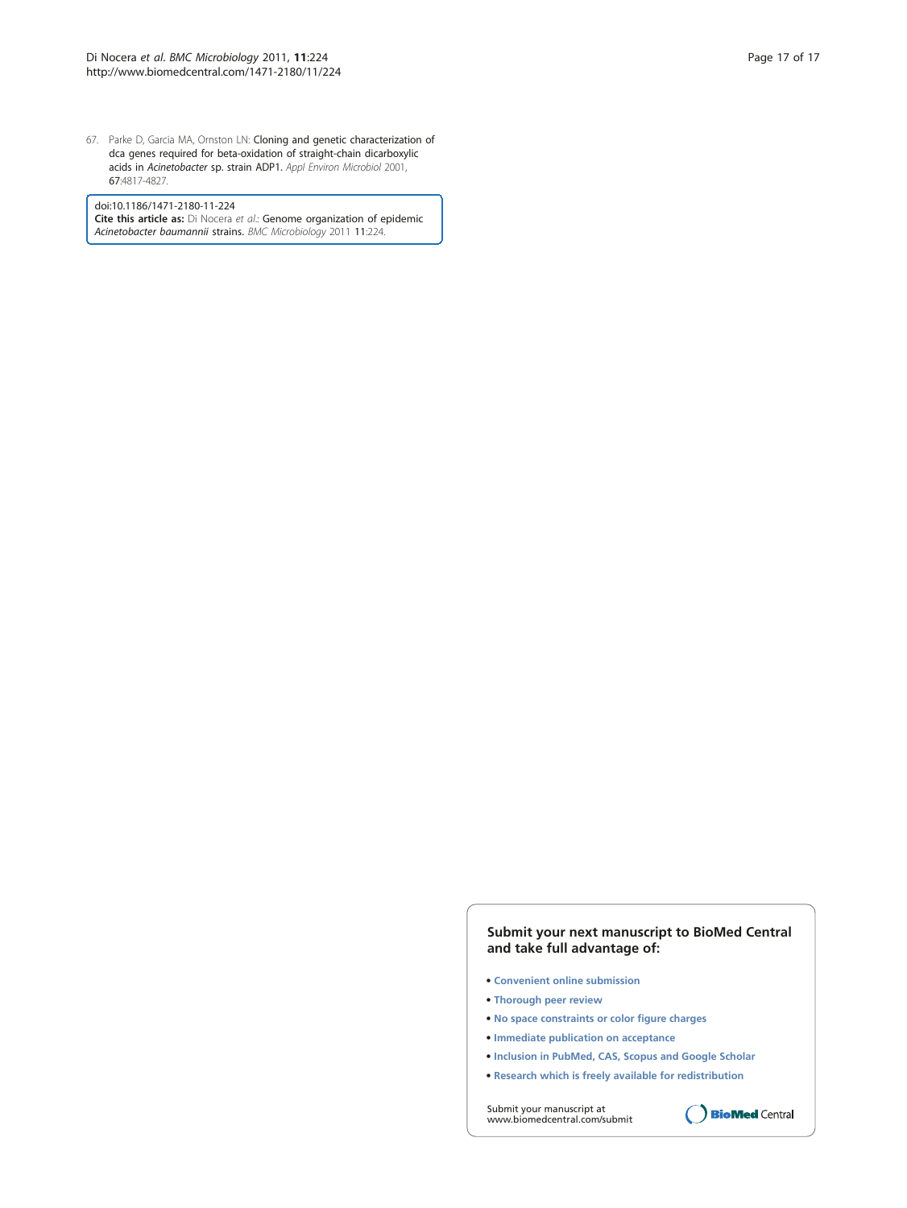67. Parke D, Garcia MA, Ornston LN: **Cloning and genetic characterization of dca genes required for beta-oxidation of straight-chain dicarboxylic acids in *Acinetobacter* sp. strain ADP1.** *Appl Environ Microbiol* 2001, **67**:4817-4827.

doi:10.1186/1471-2180-11-224
**Cite this article as:** Di Nocera *et al.*: Genome organization of epidemic *Acinetobacter baumannii* strains. *BMC Microbiology* 2011 **11**:224.

**Submit your next manuscript to BioMed Central and take full advantage of:**

- **Convenient online submission**
- **Thorough peer review**
- **No space constraints or color figure charges**
- **Immediate publication on acceptance**
- **Inclusion in PubMed, CAS, Scopus and Google Scholar**
- **Research which is freely available for redistribution**

Submit your manuscript at
www.biomedcentral.com/submit

BioMed Central